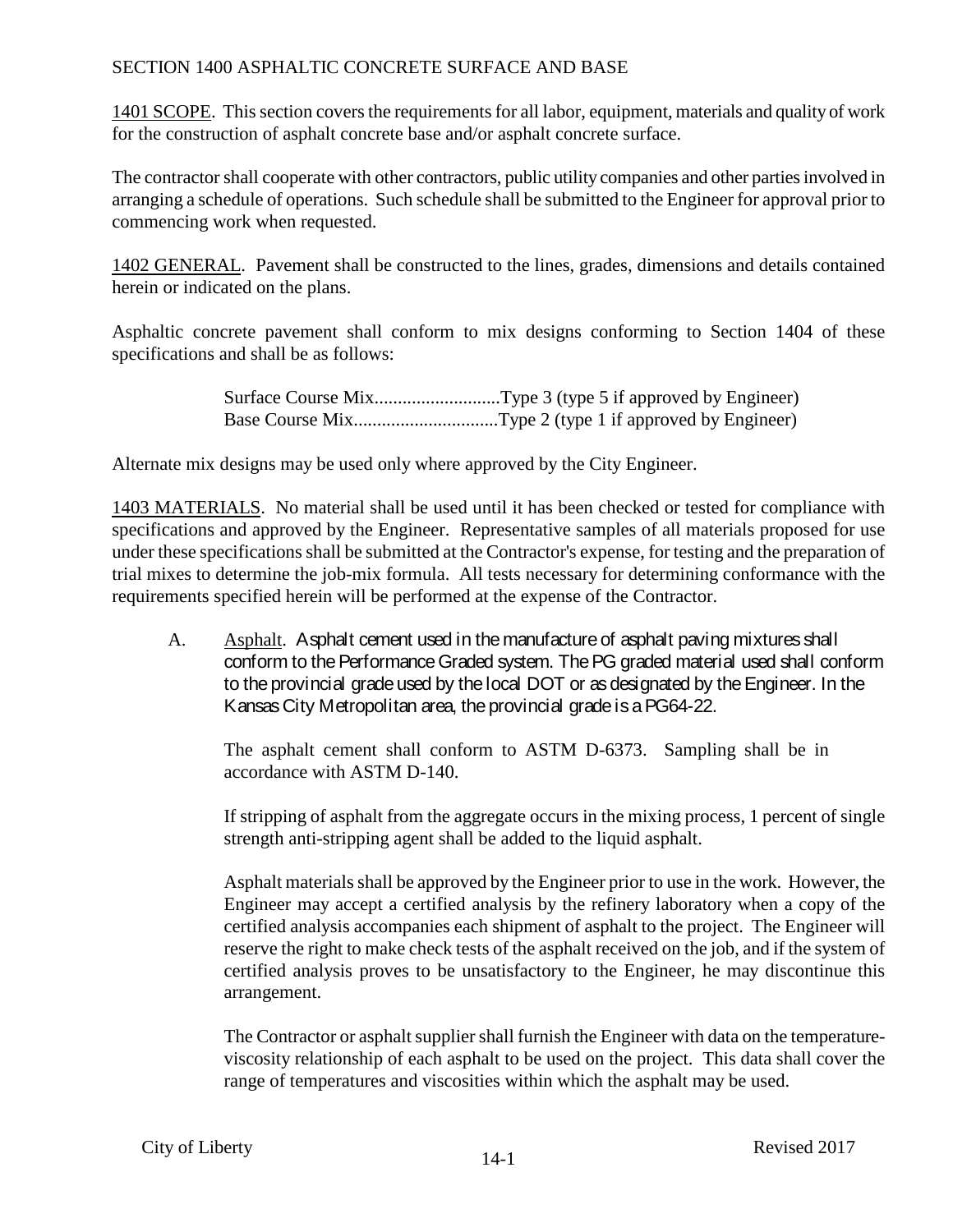# SECTION 1400 ASPHALTIC CONCRETE SURFACE AND BASE

1401 SCOPE. This section covers the requirements for all labor, equipment, materials and quality of work for the construction of asphalt concrete base and/or asphalt concrete surface.

The contractor shall cooperate with other contractors, public utility companies and other parties involved in arranging a schedule of operations. Such schedule shall be submitted to the Engineer for approval prior to commencing work when requested.

1402 GENERAL. Pavement shall be constructed to the lines, grades, dimensions and details contained herein or indicated on the plans.

Asphaltic concrete pavement shall conform to mix designs conforming to Section 1404 of these specifications and shall be as follows:

Surface Course Mix...........................Type 3 (type 5 if approved by Engineer)
Base Course Mix...............................Type 2 (type 1 if approved by Engineer)

Alternate mix designs may be used only where approved by the City Engineer.

1403 MATERIALS. No material shall be used until it has been checked or tested for compliance with specifications and approved by the Engineer. Representative samples of all materials proposed for use under these specifications shall be submitted at the Contractor's expense, for testing and the preparation of trial mixes to determine the job-mix formula. All tests necessary for determining conformance with the requirements specified herein will be performed at the expense of the Contractor.

A. Asphalt. Asphalt cement used in the manufacture of asphalt paving mixtures shall conform to the Performance Graded system. The PG graded material used shall conform to the provincial grade used by the local DOT or as designated by the Engineer. In the Kansas City Metropolitan area, the provincial grade is a PG64-22.

The asphalt cement shall conform to ASTM D-6373. Sampling shall be in accordance with ASTM D-140.

If stripping of asphalt from the aggregate occurs in the mixing process, 1 percent of single strength anti-stripping agent shall be added to the liquid asphalt.

Asphalt materials shall be approved by the Engineer prior to use in the work. However, the Engineer may accept a certified analysis by the refinery laboratory when a copy of the certified analysis accompanies each shipment of asphalt to the project. The Engineer will reserve the right to make check tests of the asphalt received on the job, and if the system of certified analysis proves to be unsatisfactory to the Engineer, he may discontinue this arrangement.

The Contractor or asphalt supplier shall furnish the Engineer with data on the temperature-viscosity relationship of each asphalt to be used on the project. This data shall cover the range of temperatures and viscosities within which the asphalt may be used.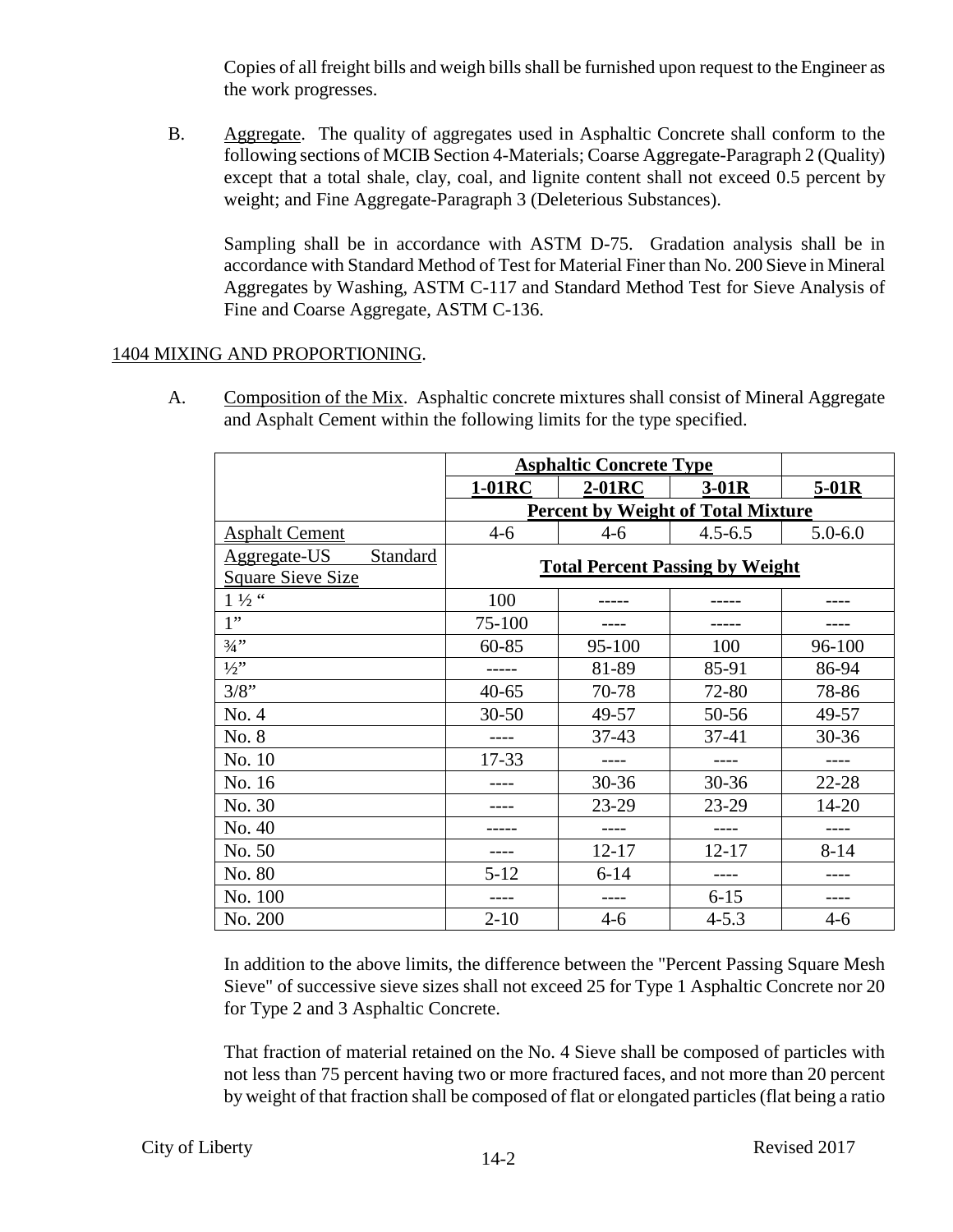Copies of all freight bills and weigh bills shall be furnished upon request to the Engineer as the work progresses.

B. Aggregate. The quality of aggregates used in Asphaltic Concrete shall conform to the following sections of MCIB Section 4-Materials; Coarse Aggregate-Paragraph 2 (Quality) except that a total shale, clay, coal, and lignite content shall not exceed 0.5 percent by weight; and Fine Aggregate-Paragraph 3 (Deleterious Substances).

Sampling shall be in accordance with ASTM D-75. Gradation analysis shall be in accordance with Standard Method of Test for Material Finer than No. 200 Sieve in Mineral Aggregates by Washing, ASTM C-117 and Standard Method Test for Sieve Analysis of Fine and Coarse Aggregate, ASTM C-136.

## 1404 MIXING AND PROPORTIONING.

A. Composition of the Mix. Asphaltic concrete mixtures shall consist of Mineral Aggregate and Asphalt Cement within the following limits for the type specified.

| | Asphaltic Concrete Type | | | |
|---|---|---|---|---|
| | **1-01RC** | **2-01RC** | **3-01R** | **5-01R** |
| | **Percent by Weight of Total Mixture** | | | |
| Asphalt Cement | 4-6 | 4-6 | 4.5-6.5 | 5.0-6.0 |
| Aggregate-US Standard Square Sieve Size | **Total Percent Passing by Weight** | | | |
| 1 ½ " | 100 | ----- | ----- | ---- |
| 1" | 75-100 | ---- | ----- | ---- |
| ¾" | 60-85 | 95-100 | 100 | 96-100 |
| ½" | ----- | 81-89 | 85-91 | 86-94 |
| 3/8" | 40-65 | 70-78 | 72-80 | 78-86 |
| No. 4 | 30-50 | 49-57 | 50-56 | 49-57 |
| No. 8 | ---- | 37-43 | 37-41 | 30-36 |
| No. 10 | 17-33 | ---- | ---- | ---- |
| No. 16 | ---- | 30-36 | 30-36 | 22-28 |
| No. 30 | ---- | 23-29 | 23-29 | 14-20 |
| No. 40 | ----- | ---- | ---- | ---- |
| No. 50 | ---- | 12-17 | 12-17 | 8-14 |
| No. 80 | 5-12 | 6-14 | ---- | ---- |
| No. 100 | ---- | ---- | 6-15 | ---- |
| No. 200 | 2-10 | 4-6 | 4-5.3 | 4-6 |

In addition to the above limits, the difference between the "Percent Passing Square Mesh Sieve" of successive sieve sizes shall not exceed 25 for Type 1 Asphaltic Concrete nor 20 for Type 2 and 3 Asphaltic Concrete.

That fraction of material retained on the No. 4 Sieve shall be composed of particles with not less than 75 percent having two or more fractured faces, and not more than 20 percent by weight of that fraction shall be composed of flat or elongated particles (flat being a ratio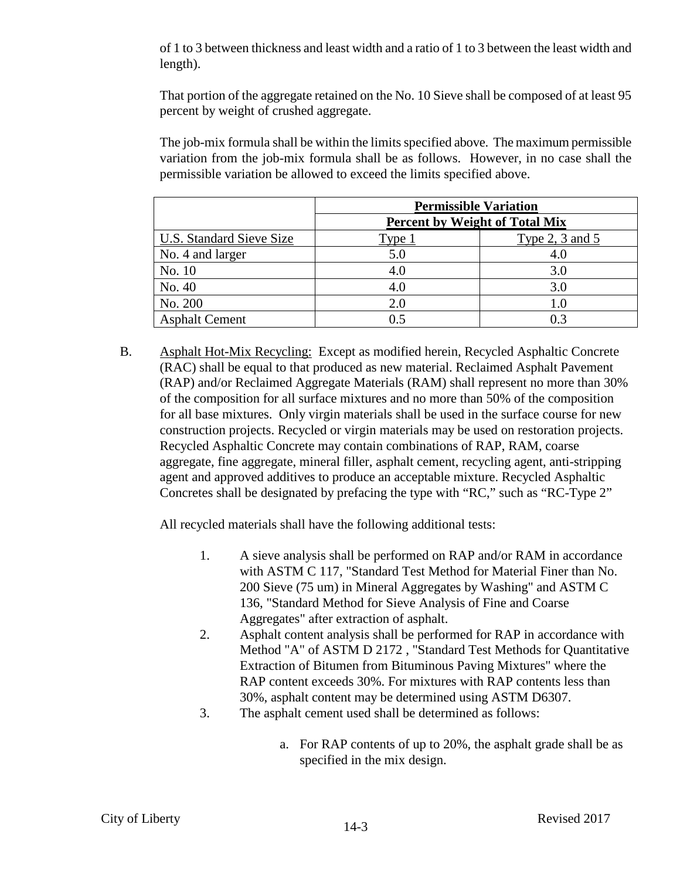of 1 to 3 between thickness and least width and a ratio of 1 to 3 between the least width and length).

That portion of the aggregate retained on the No. 10 Sieve shall be composed of at least 95 percent by weight of crushed aggregate.

The job-mix formula shall be within the limits specified above. The maximum permissible variation from the job-mix formula shall be as follows. However, in no case shall the permissible variation be allowed to exceed the limits specified above.

| | Permissible Variation | |
|---|---|---|
| | Percent by Weight of Total Mix | |
| U.S. Standard Sieve Size | Type 1 | Type 2, 3 and 5 |
| No. 4 and larger | 5.0 | 4.0 |
| No. 10 | 4.0 | 3.0 |
| No. 40 | 4.0 | 3.0 |
| No. 200 | 2.0 | 1.0 |
| Asphalt Cement | 0.5 | 0.3 |

B. Asphalt Hot-Mix Recycling: Except as modified herein, Recycled Asphaltic Concrete (RAC) shall be equal to that produced as new material. Reclaimed Asphalt Pavement (RAP) and/or Reclaimed Aggregate Materials (RAM) shall represent no more than 30% of the composition for all surface mixtures and no more than 50% of the composition for all base mixtures. Only virgin materials shall be used in the surface course for new construction projects. Recycled or virgin materials may be used on restoration projects. Recycled Asphaltic Concrete may contain combinations of RAP, RAM, coarse aggregate, fine aggregate, mineral filler, asphalt cement, recycling agent, anti-stripping agent and approved additives to produce an acceptable mixture. Recycled Asphaltic Concretes shall be designated by prefacing the type with "RC," such as "RC-Type 2"

All recycled materials shall have the following additional tests:

1. A sieve analysis shall be performed on RAP and/or RAM in accordance with ASTM C 117, "Standard Test Method for Material Finer than No. 200 Sieve (75 um) in Mineral Aggregates by Washing" and ASTM C 136, "Standard Method for Sieve Analysis of Fine and Coarse Aggregates" after extraction of asphalt.
2. Asphalt content analysis shall be performed for RAP in accordance with Method "A" of ASTM D 2172 , "Standard Test Methods for Quantitative Extraction of Bitumen from Bituminous Paving Mixtures" where the RAP content exceeds 30%. For mixtures with RAP contents less than 30%, asphalt content may be determined using ASTM D6307.
3. The asphalt cement used shall be determined as follows:

   a. For RAP contents of up to 20%, the asphalt grade shall be as specified in the mix design.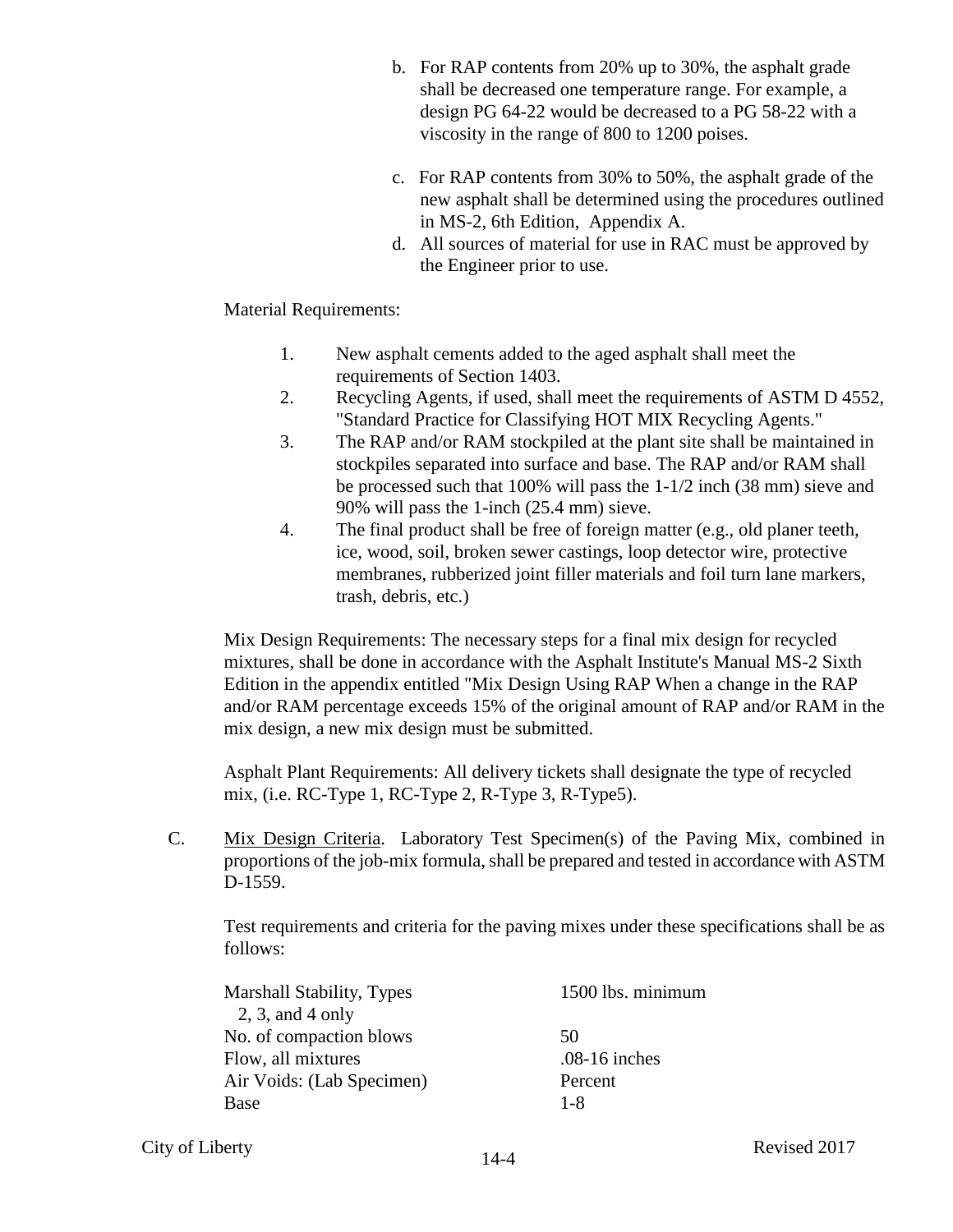b. For RAP contents from 20% up to 30%, the asphalt grade shall be decreased one temperature range. For example, a design PG 64-22 would be decreased to a PG 58-22 with a viscosity in the range of 800 to 1200 poises.

c. For RAP contents from 30% to 50%, the asphalt grade of the new asphalt shall be determined using the procedures outlined in MS-2, 6th Edition, Appendix A.

d. All sources of material for use in RAC must be approved by the Engineer prior to use.

Material Requirements:

1. New asphalt cements added to the aged asphalt shall meet the requirements of Section 1403.
2. Recycling Agents, if used, shall meet the requirements of ASTM D 4552, "Standard Practice for Classifying HOT MIX Recycling Agents."
3. The RAP and/or RAM stockpiled at the plant site shall be maintained in stockpiles separated into surface and base. The RAP and/or RAM shall be processed such that 100% will pass the 1-1/2 inch (38 mm) sieve and 90% will pass the 1-inch (25.4 mm) sieve.
4. The final product shall be free of foreign matter (e.g., old planer teeth, ice, wood, soil, broken sewer castings, loop detector wire, protective membranes, rubberized joint filler materials and foil turn lane markers, trash, debris, etc.)

Mix Design Requirements: The necessary steps for a final mix design for recycled mixtures, shall be done in accordance with the Asphalt Institute's Manual MS-2 Sixth Edition in the appendix entitled "Mix Design Using RAP When a change in the RAP and/or RAM percentage exceeds 15% of the original amount of RAP and/or RAM in the mix design, a new mix design must be submitted.

Asphalt Plant Requirements: All delivery tickets shall designate the type of recycled mix, (i.e. RC-Type 1, RC-Type 2, R-Type 3, R-Type5).

C. Mix Design Criteria. Laboratory Test Specimen(s) of the Paving Mix, combined in proportions of the job-mix formula, shall be prepared and tested in accordance with ASTM D-1559.

Test requirements and criteria for the paving mixes under these specifications shall be as follows:

| | |
|---|---|
| Marshall Stability, Types 2, 3, and 4 only | 1500 lbs. minimum |
| No. of compaction blows | 50 |
| Flow, all mixtures | .08-16 inches |
| Air Voids: (Lab Specimen) | Percent |
| Base | 1-8 |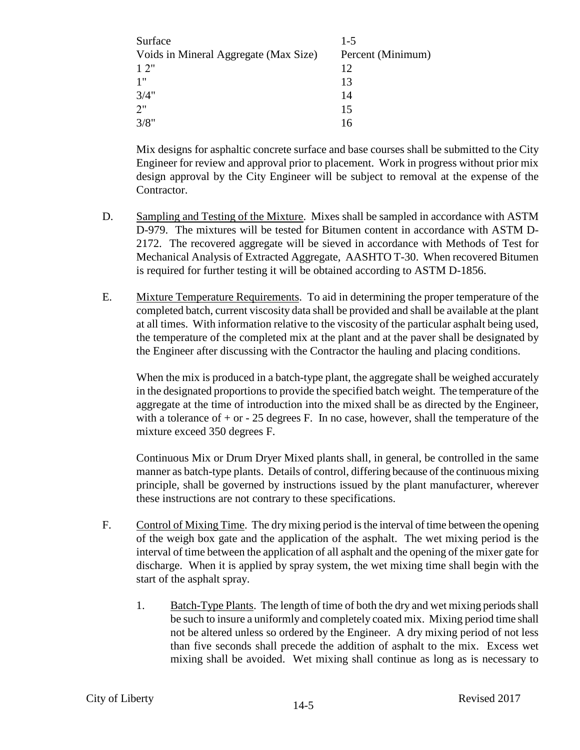| Surface | 1-5 |
|---|---|
| Voids in Mineral Aggregate (Max Size) | Percent (Minimum) |
| 1 2" | 12 |
| 1" | 13 |
| 3/4" | 14 |
| 2" | 15 |
| 3/8" | 16 |

Mix designs for asphaltic concrete surface and base courses shall be submitted to the City Engineer for review and approval prior to placement. Work in progress without prior mix design approval by the City Engineer will be subject to removal at the expense of the Contractor.

D. Sampling and Testing of the Mixture. Mixes shall be sampled in accordance with ASTM D-979. The mixtures will be tested for Bitumen content in accordance with ASTM D-2172. The recovered aggregate will be sieved in accordance with Methods of Test for Mechanical Analysis of Extracted Aggregate, AASHTO T-30. When recovered Bitumen is required for further testing it will be obtained according to ASTM D-1856.

E. Mixture Temperature Requirements. To aid in determining the proper temperature of the completed batch, current viscosity data shall be provided and shall be available at the plant at all times. With information relative to the viscosity of the particular asphalt being used, the temperature of the completed mix at the plant and at the paver shall be designated by the Engineer after discussing with the Contractor the hauling and placing conditions.

When the mix is produced in a batch-type plant, the aggregate shall be weighed accurately in the designated proportions to provide the specified batch weight. The temperature of the aggregate at the time of introduction into the mixed shall be as directed by the Engineer, with a tolerance of + or - 25 degrees F. In no case, however, shall the temperature of the mixture exceed 350 degrees F.

Continuous Mix or Drum Dryer Mixed plants shall, in general, be controlled in the same manner as batch-type plants. Details of control, differing because of the continuous mixing principle, shall be governed by instructions issued by the plant manufacturer, wherever these instructions are not contrary to these specifications.

F. Control of Mixing Time. The dry mixing period is the interval of time between the opening of the weigh box gate and the application of the asphalt. The wet mixing period is the interval of time between the application of all asphalt and the opening of the mixer gate for discharge. When it is applied by spray system, the wet mixing time shall begin with the start of the asphalt spray.

1. Batch-Type Plants. The length of time of both the dry and wet mixing periods shall be such to insure a uniformly and completely coated mix. Mixing period time shall not be altered unless so ordered by the Engineer. A dry mixing period of not less than five seconds shall precede the addition of asphalt to the mix. Excess wet mixing shall be avoided. Wet mixing shall continue as long as is necessary to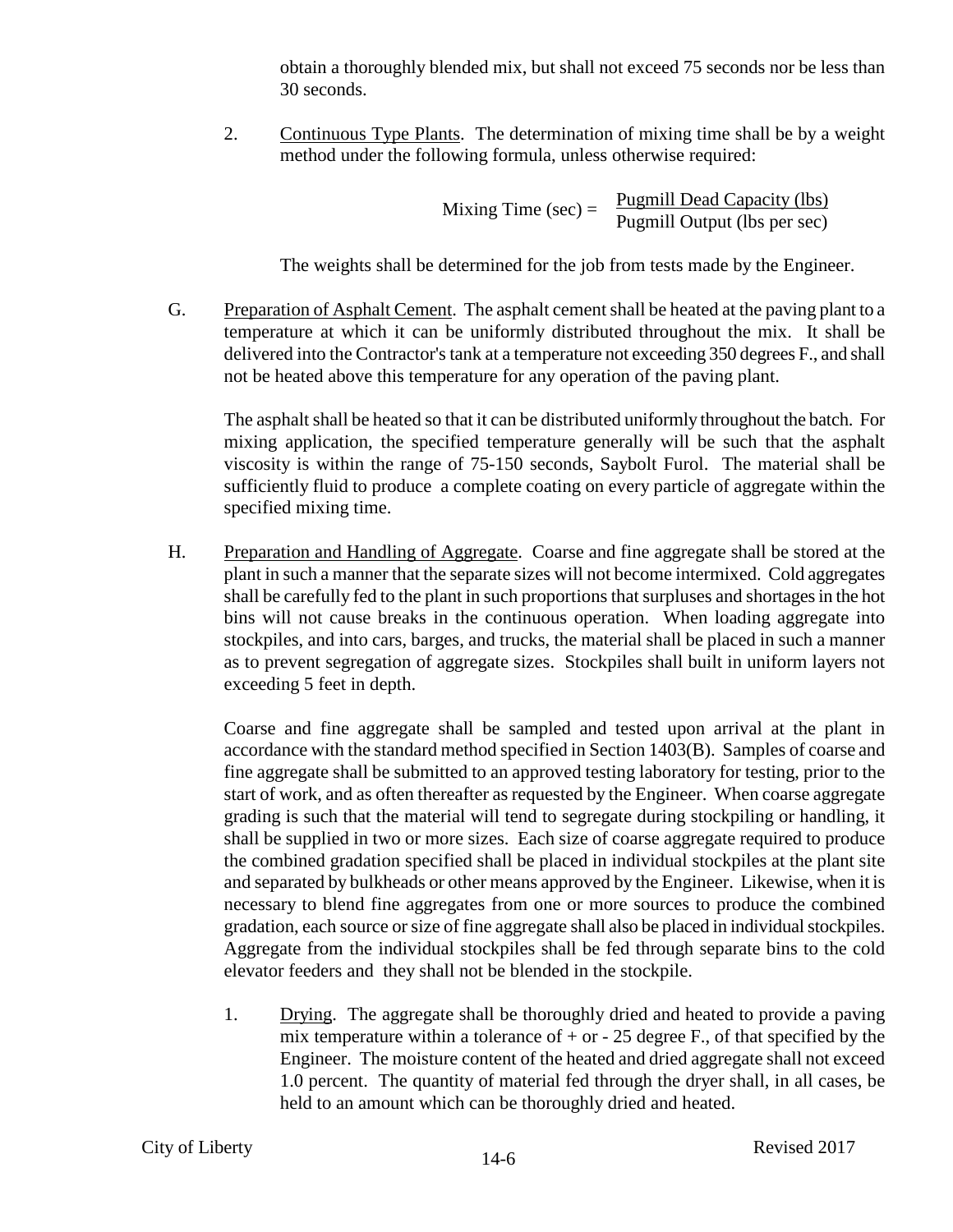obtain a thoroughly blended mix, but shall not exceed 75 seconds nor be less than 30 seconds.

2. Continuous Type Plants. The determination of mixing time shall be by a weight method under the following formula, unless otherwise required:

$$\text{Mixing Time (sec)} = \frac{\text{Pugmill Dead Capacity (lbs)}}{\text{Pugmill Output (lbs per sec)}}$$

The weights shall be determined for the job from tests made by the Engineer.

G. Preparation of Asphalt Cement. The asphalt cement shall be heated at the paving plant to a temperature at which it can be uniformly distributed throughout the mix. It shall be delivered into the Contractor's tank at a temperature not exceeding 350 degrees F., and shall not be heated above this temperature for any operation of the paving plant.

The asphalt shall be heated so that it can be distributed uniformly throughout the batch. For mixing application, the specified temperature generally will be such that the asphalt viscosity is within the range of 75-150 seconds, Saybolt Furol. The material shall be sufficiently fluid to produce a complete coating on every particle of aggregate within the specified mixing time.

H. Preparation and Handling of Aggregate. Coarse and fine aggregate shall be stored at the plant in such a manner that the separate sizes will not become intermixed. Cold aggregates shall be carefully fed to the plant in such proportions that surpluses and shortages in the hot bins will not cause breaks in the continuous operation. When loading aggregate into stockpiles, and into cars, barges, and trucks, the material shall be placed in such a manner as to prevent segregation of aggregate sizes. Stockpiles shall built in uniform layers not exceeding 5 feet in depth.

Coarse and fine aggregate shall be sampled and tested upon arrival at the plant in accordance with the standard method specified in Section 1403(B). Samples of coarse and fine aggregate shall be submitted to an approved testing laboratory for testing, prior to the start of work, and as often thereafter as requested by the Engineer. When coarse aggregate grading is such that the material will tend to segregate during stockpiling or handling, it shall be supplied in two or more sizes. Each size of coarse aggregate required to produce the combined gradation specified shall be placed in individual stockpiles at the plant site and separated by bulkheads or other means approved by the Engineer. Likewise, when it is necessary to blend fine aggregates from one or more sources to produce the combined gradation, each source or size of fine aggregate shall also be placed in individual stockpiles. Aggregate from the individual stockpiles shall be fed through separate bins to the cold elevator feeders and they shall not be blended in the stockpile.

1. Drying. The aggregate shall be thoroughly dried and heated to provide a paving mix temperature within a tolerance of + or - 25 degree F., of that specified by the Engineer. The moisture content of the heated and dried aggregate shall not exceed 1.0 percent. The quantity of material fed through the dryer shall, in all cases, be held to an amount which can be thoroughly dried and heated.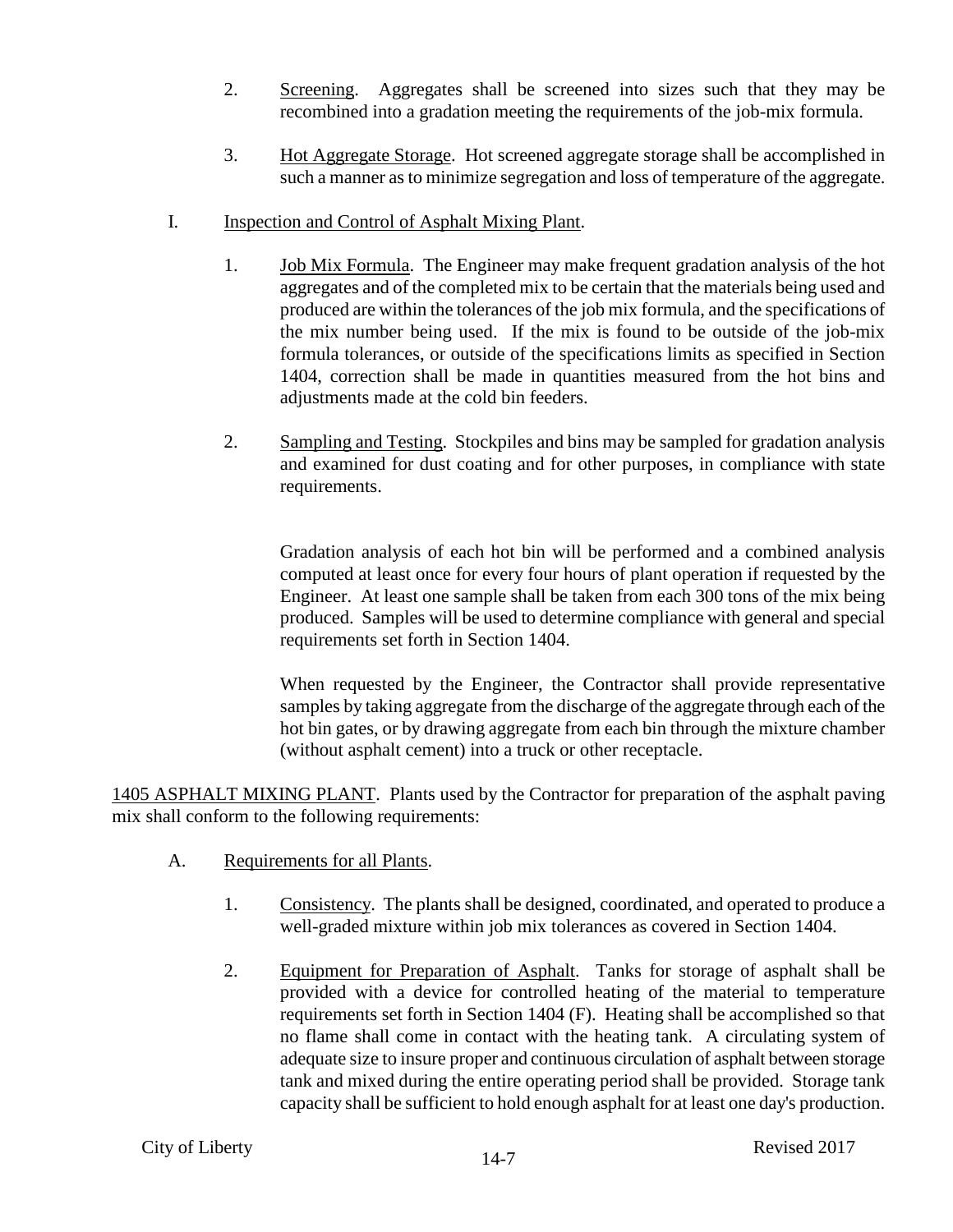2. Screening. Aggregates shall be screened into sizes such that they may be recombined into a gradation meeting the requirements of the job-mix formula.

3. Hot Aggregate Storage. Hot screened aggregate storage shall be accomplished in such a manner as to minimize segregation and loss of temperature of the aggregate.

I. Inspection and Control of Asphalt Mixing Plant.

1. Job Mix Formula. The Engineer may make frequent gradation analysis of the hot aggregates and of the completed mix to be certain that the materials being used and produced are within the tolerances of the job mix formula, and the specifications of the mix number being used. If the mix is found to be outside of the job-mix formula tolerances, or outside of the specifications limits as specified in Section 1404, correction shall be made in quantities measured from the hot bins and adjustments made at the cold bin feeders.

2. Sampling and Testing. Stockpiles and bins may be sampled for gradation analysis and examined for dust coating and for other purposes, in compliance with state requirements.

   Gradation analysis of each hot bin will be performed and a combined analysis computed at least once for every four hours of plant operation if requested by the Engineer. At least one sample shall be taken from each 300 tons of the mix being produced. Samples will be used to determine compliance with general and special requirements set forth in Section 1404.

   When requested by the Engineer, the Contractor shall provide representative samples by taking aggregate from the discharge of the aggregate through each of the hot bin gates, or by drawing aggregate from each bin through the mixture chamber (without asphalt cement) into a truck or other receptacle.

1405 ASPHALT MIXING PLANT. Plants used by the Contractor for preparation of the asphalt paving mix shall conform to the following requirements:

A. Requirements for all Plants.

1. Consistency. The plants shall be designed, coordinated, and operated to produce a well-graded mixture within job mix tolerances as covered in Section 1404.

2. Equipment for Preparation of Asphalt. Tanks for storage of asphalt shall be provided with a device for controlled heating of the material to temperature requirements set forth in Section 1404 (F). Heating shall be accomplished so that no flame shall come in contact with the heating tank. A circulating system of adequate size to insure proper and continuous circulation of asphalt between storage tank and mixed during the entire operating period shall be provided. Storage tank capacity shall be sufficient to hold enough asphalt for at least one day's production.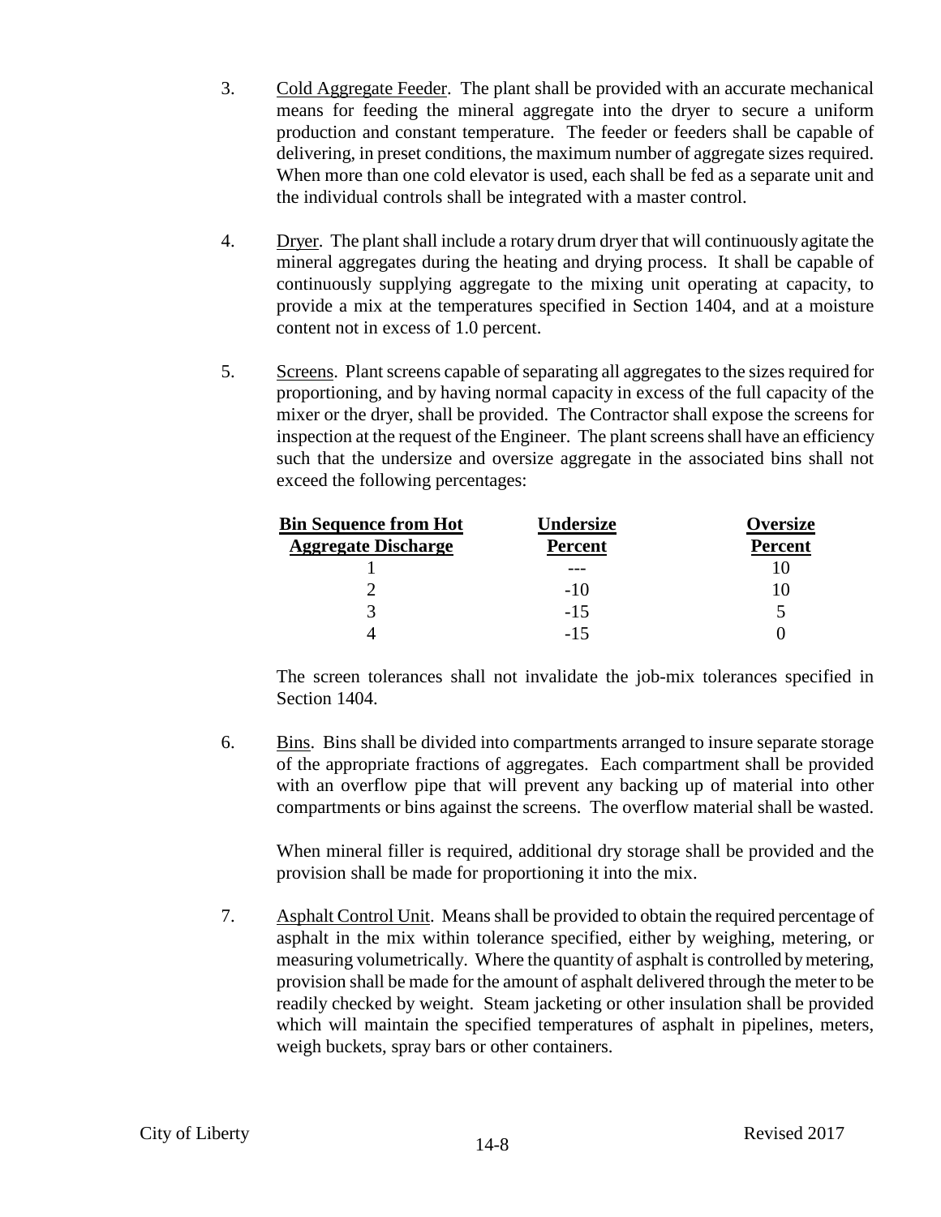3. Cold Aggregate Feeder. The plant shall be provided with an accurate mechanical means for feeding the mineral aggregate into the dryer to secure a uniform production and constant temperature. The feeder or feeders shall be capable of delivering, in preset conditions, the maximum number of aggregate sizes required. When more than one cold elevator is used, each shall be fed as a separate unit and the individual controls shall be integrated with a master control.

4. Dryer. The plant shall include a rotary drum dryer that will continuously agitate the mineral aggregates during the heating and drying process. It shall be capable of continuously supplying aggregate to the mixing unit operating at capacity, to provide a mix at the temperatures specified in Section 1404, and at a moisture content not in excess of 1.0 percent.

5. Screens. Plant screens capable of separating all aggregates to the sizes required for proportioning, and by having normal capacity in excess of the full capacity of the mixer or the dryer, shall be provided. The Contractor shall expose the screens for inspection at the request of the Engineer. The plant screens shall have an efficiency such that the undersize and oversize aggregate in the associated bins shall not exceed the following percentages:

| Bin Sequence from Hot Aggregate Discharge | Undersize Percent | Oversize Percent |
|---|---|---|
| 1 | --- | 10 |
| 2 | -10 | 10 |
| 3 | -15 | 5 |
| 4 | -15 | 0 |

   The screen tolerances shall not invalidate the job-mix tolerances specified in Section 1404.

6. Bins. Bins shall be divided into compartments arranged to insure separate storage of the appropriate fractions of aggregates. Each compartment shall be provided with an overflow pipe that will prevent any backing up of material into other compartments or bins against the screens. The overflow material shall be wasted.

   When mineral filler is required, additional dry storage shall be provided and the provision shall be made for proportioning it into the mix.

7. Asphalt Control Unit. Means shall be provided to obtain the required percentage of asphalt in the mix within tolerance specified, either by weighing, metering, or measuring volumetrically. Where the quantity of asphalt is controlled by metering, provision shall be made for the amount of asphalt delivered through the meter to be readily checked by weight. Steam jacketing or other insulation shall be provided which will maintain the specified temperatures of asphalt in pipelines, meters, weigh buckets, spray bars or other containers.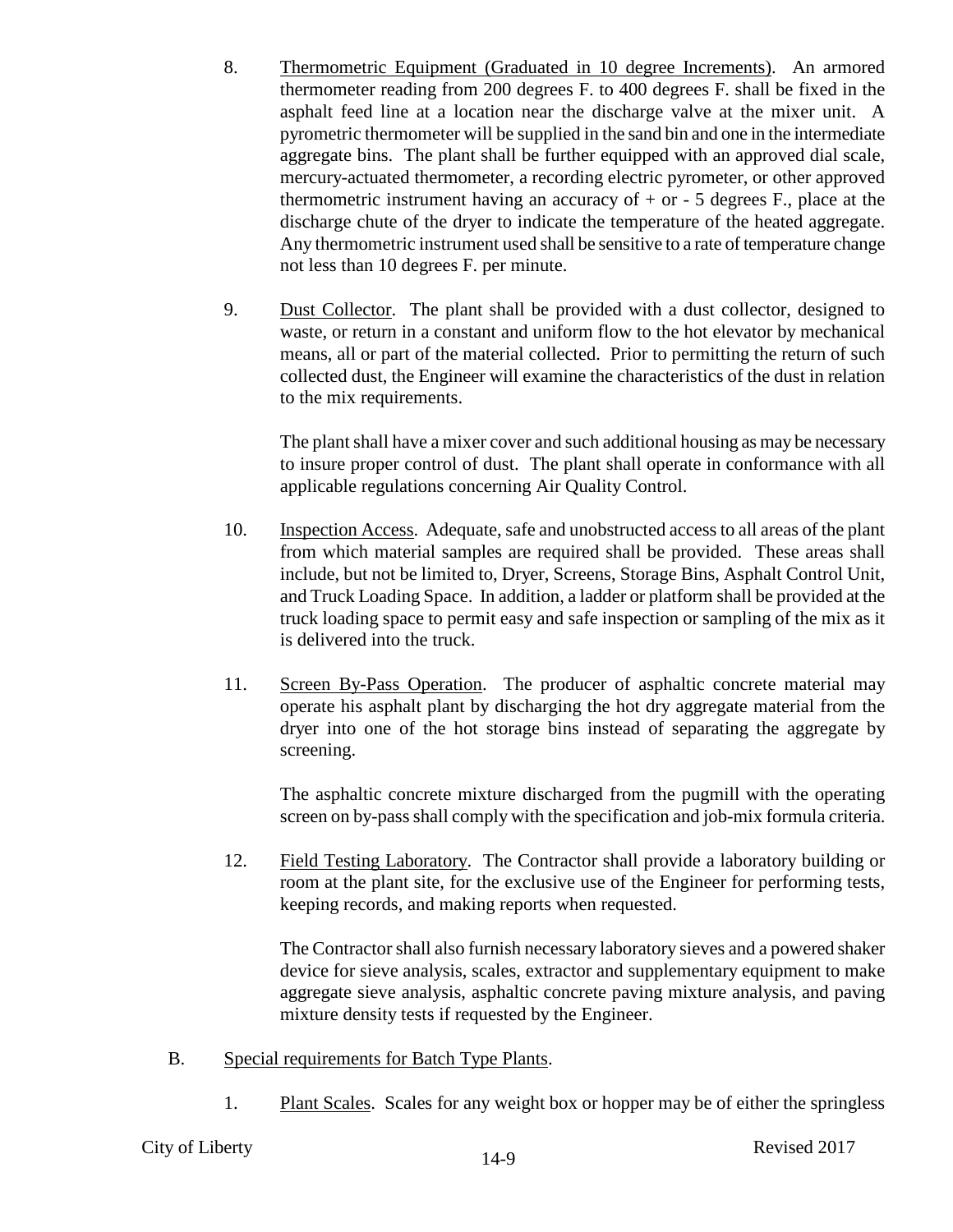8. Thermometric Equipment (Graduated in 10 degree Increments). An armored thermometer reading from 200 degrees F. to 400 degrees F. shall be fixed in the asphalt feed line at a location near the discharge valve at the mixer unit. A pyrometric thermometer will be supplied in the sand bin and one in the intermediate aggregate bins. The plant shall be further equipped with an approved dial scale, mercury-actuated thermometer, a recording electric pyrometer, or other approved thermometric instrument having an accuracy of + or - 5 degrees F., place at the discharge chute of the dryer to indicate the temperature of the heated aggregate. Any thermometric instrument used shall be sensitive to a rate of temperature change not less than 10 degrees F. per minute.

9. Dust Collector. The plant shall be provided with a dust collector, designed to waste, or return in a constant and uniform flow to the hot elevator by mechanical means, all or part of the material collected. Prior to permitting the return of such collected dust, the Engineer will examine the characteristics of the dust in relation to the mix requirements.

   The plant shall have a mixer cover and such additional housing as may be necessary to insure proper control of dust. The plant shall operate in conformance with all applicable regulations concerning Air Quality Control.

10. Inspection Access. Adequate, safe and unobstructed access to all areas of the plant from which material samples are required shall be provided. These areas shall include, but not be limited to, Dryer, Screens, Storage Bins, Asphalt Control Unit, and Truck Loading Space. In addition, a ladder or platform shall be provided at the truck loading space to permit easy and safe inspection or sampling of the mix as it is delivered into the truck.

11. Screen By-Pass Operation. The producer of asphaltic concrete material may operate his asphalt plant by discharging the hot dry aggregate material from the dryer into one of the hot storage bins instead of separating the aggregate by screening.

    The asphaltic concrete mixture discharged from the pugmill with the operating screen on by-pass shall comply with the specification and job-mix formula criteria.

12. Field Testing Laboratory. The Contractor shall provide a laboratory building or room at the plant site, for the exclusive use of the Engineer for performing tests, keeping records, and making reports when requested.

    The Contractor shall also furnish necessary laboratory sieves and a powered shaker device for sieve analysis, scales, extractor and supplementary equipment to make aggregate sieve analysis, asphaltic concrete paving mixture analysis, and paving mixture density tests if requested by the Engineer.

B. Special requirements for Batch Type Plants.

   1. Plant Scales. Scales for any weight box or hopper may be of either the springless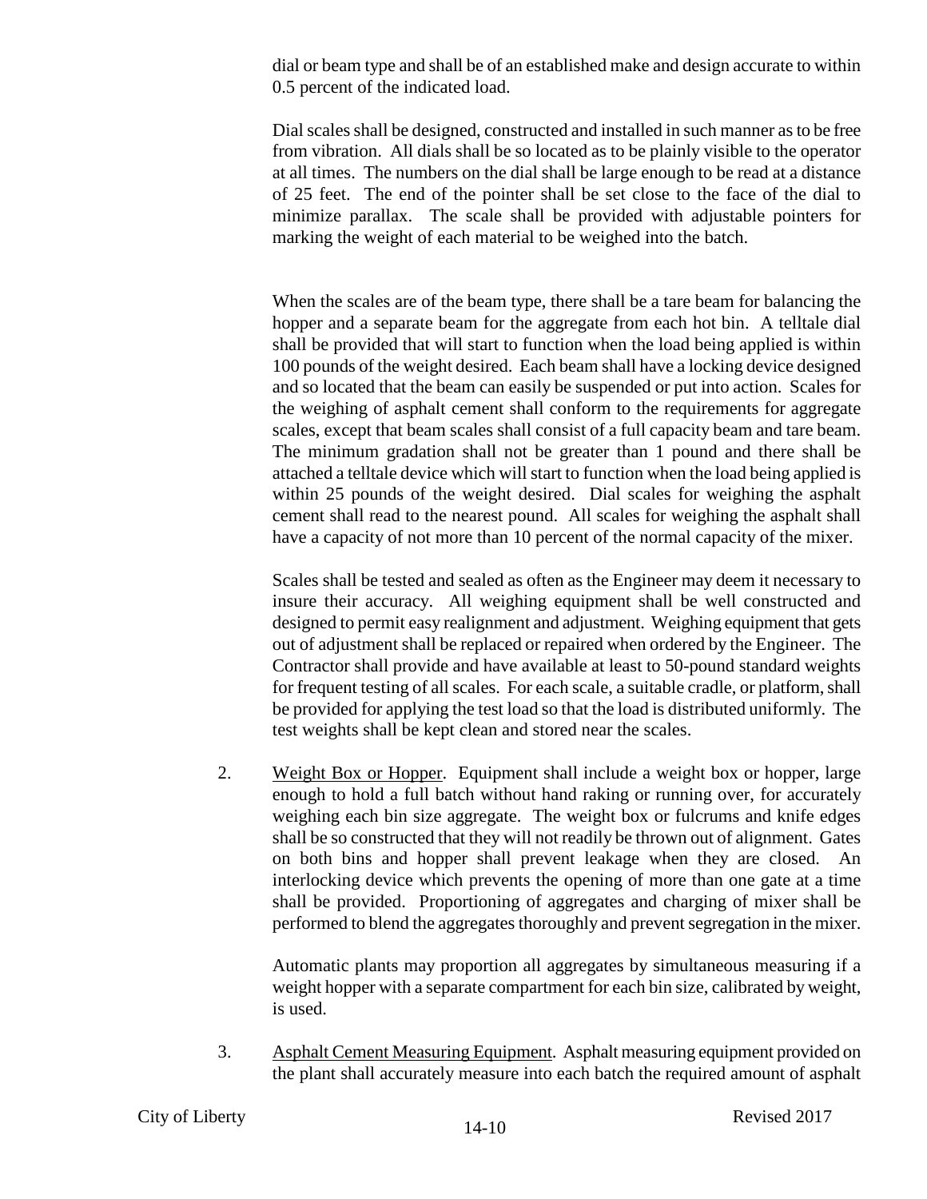dial or beam type and shall be of an established make and design accurate to within 0.5 percent of the indicated load.

Dial scales shall be designed, constructed and installed in such manner as to be free from vibration. All dials shall be so located as to be plainly visible to the operator at all times. The numbers on the dial shall be large enough to be read at a distance of 25 feet. The end of the pointer shall be set close to the face of the dial to minimize parallax. The scale shall be provided with adjustable pointers for marking the weight of each material to be weighed into the batch.

When the scales are of the beam type, there shall be a tare beam for balancing the hopper and a separate beam for the aggregate from each hot bin. A telltale dial shall be provided that will start to function when the load being applied is within 100 pounds of the weight desired. Each beam shall have a locking device designed and so located that the beam can easily be suspended or put into action. Scales for the weighing of asphalt cement shall conform to the requirements for aggregate scales, except that beam scales shall consist of a full capacity beam and tare beam. The minimum gradation shall not be greater than 1 pound and there shall be attached a telltale device which will start to function when the load being applied is within 25 pounds of the weight desired. Dial scales for weighing the asphalt cement shall read to the nearest pound. All scales for weighing the asphalt shall have a capacity of not more than 10 percent of the normal capacity of the mixer.

Scales shall be tested and sealed as often as the Engineer may deem it necessary to insure their accuracy. All weighing equipment shall be well constructed and designed to permit easy realignment and adjustment. Weighing equipment that gets out of adjustment shall be replaced or repaired when ordered by the Engineer. The Contractor shall provide and have available at least to 50-pound standard weights for frequent testing of all scales. For each scale, a suitable cradle, or platform, shall be provided for applying the test load so that the load is distributed uniformly. The test weights shall be kept clean and stored near the scales.

2. Weight Box or Hopper. Equipment shall include a weight box or hopper, large enough to hold a full batch without hand raking or running over, for accurately weighing each bin size aggregate. The weight box or fulcrums and knife edges shall be so constructed that they will not readily be thrown out of alignment. Gates on both bins and hopper shall prevent leakage when they are closed. An interlocking device which prevents the opening of more than one gate at a time shall be provided. Proportioning of aggregates and charging of mixer shall be performed to blend the aggregates thoroughly and prevent segregation in the mixer.

   Automatic plants may proportion all aggregates by simultaneous measuring if a weight hopper with a separate compartment for each bin size, calibrated by weight, is used.

3. Asphalt Cement Measuring Equipment. Asphalt measuring equipment provided on the plant shall accurately measure into each batch the required amount of asphalt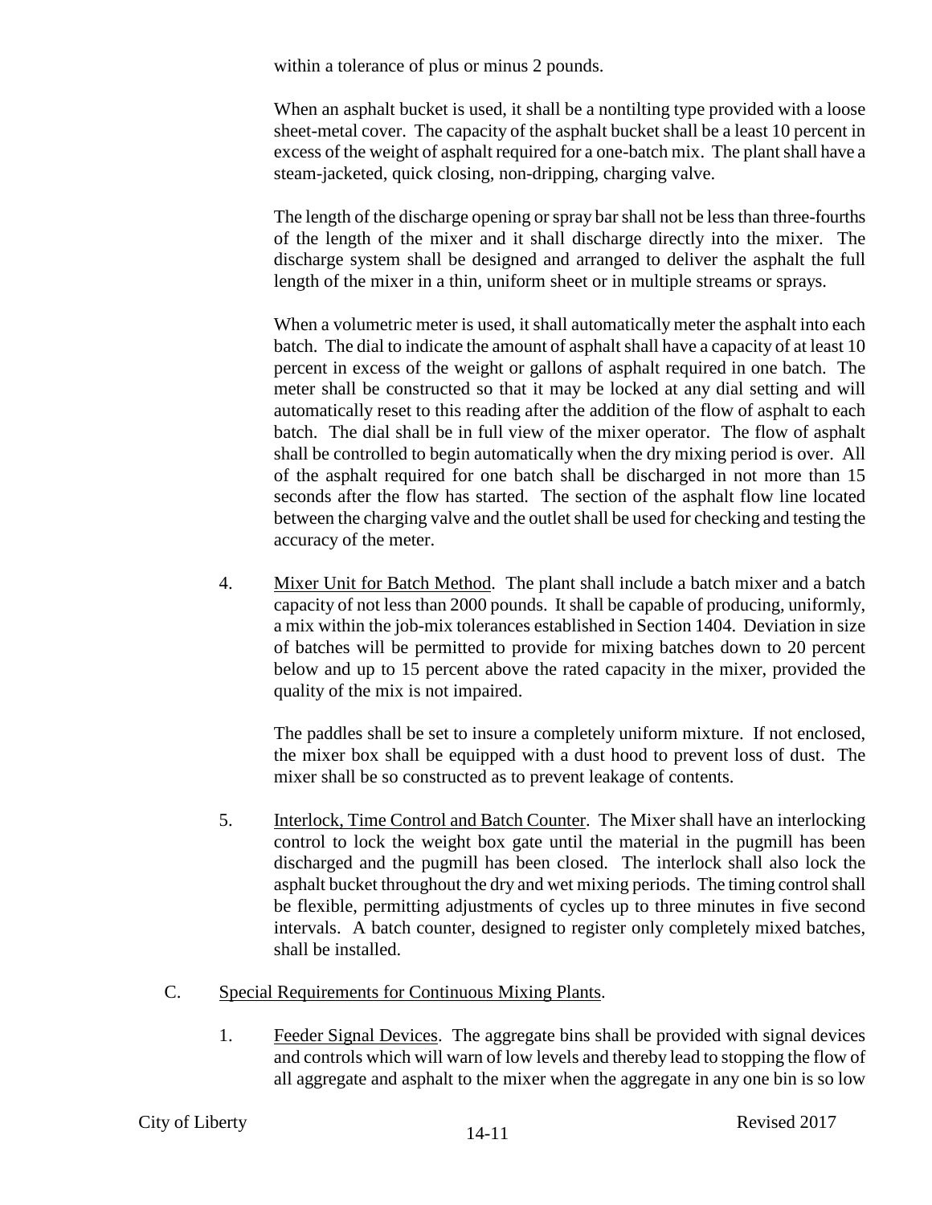within a tolerance of plus or minus 2 pounds.

When an asphalt bucket is used, it shall be a nontilting type provided with a loose sheet-metal cover. The capacity of the asphalt bucket shall be a least 10 percent in excess of the weight of asphalt required for a one-batch mix. The plant shall have a steam-jacketed, quick closing, non-dripping, charging valve.

The length of the discharge opening or spray bar shall not be less than three-fourths of the length of the mixer and it shall discharge directly into the mixer. The discharge system shall be designed and arranged to deliver the asphalt the full length of the mixer in a thin, uniform sheet or in multiple streams or sprays.

When a volumetric meter is used, it shall automatically meter the asphalt into each batch. The dial to indicate the amount of asphalt shall have a capacity of at least 10 percent in excess of the weight or gallons of asphalt required in one batch. The meter shall be constructed so that it may be locked at any dial setting and will automatically reset to this reading after the addition of the flow of asphalt to each batch. The dial shall be in full view of the mixer operator. The flow of asphalt shall be controlled to begin automatically when the dry mixing period is over. All of the asphalt required for one batch shall be discharged in not more than 15 seconds after the flow has started. The section of the asphalt flow line located between the charging valve and the outlet shall be used for checking and testing the accuracy of the meter.

4. Mixer Unit for Batch Method. The plant shall include a batch mixer and a batch capacity of not less than 2000 pounds. It shall be capable of producing, uniformly, a mix within the job-mix tolerances established in Section 1404. Deviation in size of batches will be permitted to provide for mixing batches down to 20 percent below and up to 15 percent above the rated capacity in the mixer, provided the quality of the mix is not impaired.

   The paddles shall be set to insure a completely uniform mixture. If not enclosed, the mixer box shall be equipped with a dust hood to prevent loss of dust. The mixer shall be so constructed as to prevent leakage of contents.

5. Interlock, Time Control and Batch Counter. The Mixer shall have an interlocking control to lock the weight box gate until the material in the pugmill has been discharged and the pugmill has been closed. The interlock shall also lock the asphalt bucket throughout the dry and wet mixing periods. The timing control shall be flexible, permitting adjustments of cycles up to three minutes in five second intervals. A batch counter, designed to register only completely mixed batches, shall be installed.

C. Special Requirements for Continuous Mixing Plants.

1. Feeder Signal Devices. The aggregate bins shall be provided with signal devices and controls which will warn of low levels and thereby lead to stopping the flow of all aggregate and asphalt to the mixer when the aggregate in any one bin is so low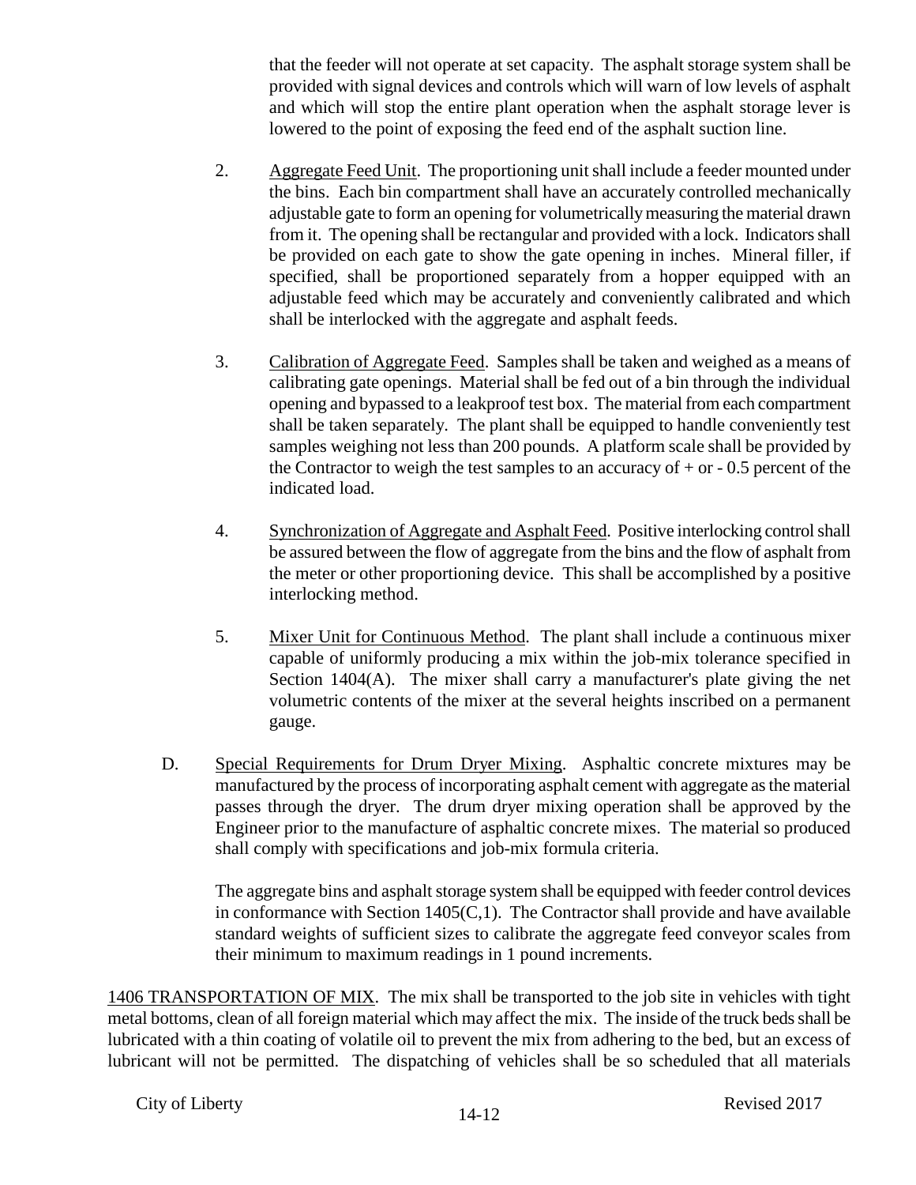that the feeder will not operate at set capacity. The asphalt storage system shall be provided with signal devices and controls which will warn of low levels of asphalt and which will stop the entire plant operation when the asphalt storage lever is lowered to the point of exposing the feed end of the asphalt suction line.

2. Aggregate Feed Unit. The proportioning unit shall include a feeder mounted under the bins. Each bin compartment shall have an accurately controlled mechanically adjustable gate to form an opening for volumetrically measuring the material drawn from it. The opening shall be rectangular and provided with a lock. Indicators shall be provided on each gate to show the gate opening in inches. Mineral filler, if specified, shall be proportioned separately from a hopper equipped with an adjustable feed which may be accurately and conveniently calibrated and which shall be interlocked with the aggregate and asphalt feeds.

3. Calibration of Aggregate Feed. Samples shall be taken and weighed as a means of calibrating gate openings. Material shall be fed out of a bin through the individual opening and bypassed to a leakproof test box. The material from each compartment shall be taken separately. The plant shall be equipped to handle conveniently test samples weighing not less than 200 pounds. A platform scale shall be provided by the Contractor to weigh the test samples to an accuracy of + or - 0.5 percent of the indicated load.

4. Synchronization of Aggregate and Asphalt Feed. Positive interlocking control shall be assured between the flow of aggregate from the bins and the flow of asphalt from the meter or other proportioning device. This shall be accomplished by a positive interlocking method.

5. Mixer Unit for Continuous Method. The plant shall include a continuous mixer capable of uniformly producing a mix within the job-mix tolerance specified in Section 1404(A). The mixer shall carry a manufacturer's plate giving the net volumetric contents of the mixer at the several heights inscribed on a permanent gauge.

D. Special Requirements for Drum Dryer Mixing. Asphaltic concrete mixtures may be manufactured by the process of incorporating asphalt cement with aggregate as the material passes through the dryer. The drum dryer mixing operation shall be approved by the Engineer prior to the manufacture of asphaltic concrete mixes. The material so produced shall comply with specifications and job-mix formula criteria.

The aggregate bins and asphalt storage system shall be equipped with feeder control devices in conformance with Section 1405(C,1). The Contractor shall provide and have available standard weights of sufficient sizes to calibrate the aggregate feed conveyor scales from their minimum to maximum readings in 1 pound increments.

1406 TRANSPORTATION OF MIX. The mix shall be transported to the job site in vehicles with tight metal bottoms, clean of all foreign material which may affect the mix. The inside of the truck beds shall be lubricated with a thin coating of volatile oil to prevent the mix from adhering to the bed, but an excess of lubricant will not be permitted. The dispatching of vehicles shall be so scheduled that all materials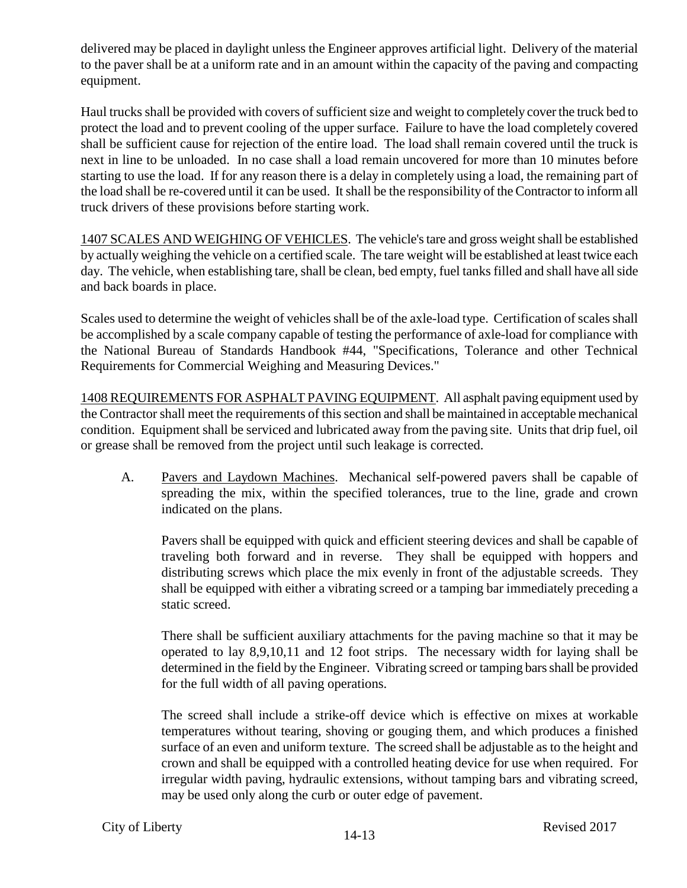delivered may be placed in daylight unless the Engineer approves artificial light. Delivery of the material to the paver shall be at a uniform rate and in an amount within the capacity of the paving and compacting equipment.

Haul trucks shall be provided with covers of sufficient size and weight to completely cover the truck bed to protect the load and to prevent cooling of the upper surface. Failure to have the load completely covered shall be sufficient cause for rejection of the entire load. The load shall remain covered until the truck is next in line to be unloaded. In no case shall a load remain uncovered for more than 10 minutes before starting to use the load. If for any reason there is a delay in completely using a load, the remaining part of the load shall be re-covered until it can be used. It shall be the responsibility of the Contractor to inform all truck drivers of these provisions before starting work.

<u>1407 SCALES AND WEIGHING OF VEHICLES</u>. The vehicle's tare and gross weight shall be established by actually weighing the vehicle on a certified scale. The tare weight will be established at least twice each day. The vehicle, when establishing tare, shall be clean, bed empty, fuel tanks filled and shall have all side and back boards in place.

Scales used to determine the weight of vehicles shall be of the axle-load type. Certification of scales shall be accomplished by a scale company capable of testing the performance of axle-load for compliance with the National Bureau of Standards Handbook #44, "Specifications, Tolerance and other Technical Requirements for Commercial Weighing and Measuring Devices."

<u>1408 REQUIREMENTS FOR ASPHALT PAVING EQUIPMENT</u>. All asphalt paving equipment used by the Contractor shall meet the requirements of this section and shall be maintained in acceptable mechanical condition. Equipment shall be serviced and lubricated away from the paving site. Units that drip fuel, oil or grease shall be removed from the project until such leakage is corrected.

A. <u>Pavers and Laydown Machines</u>. Mechanical self-powered pavers shall be capable of spreading the mix, within the specified tolerances, true to the line, grade and crown indicated on the plans.

   Pavers shall be equipped with quick and efficient steering devices and shall be capable of traveling both forward and in reverse. They shall be equipped with hoppers and distributing screws which place the mix evenly in front of the adjustable screeds. They shall be equipped with either a vibrating screed or a tamping bar immediately preceding a static screed.

   There shall be sufficient auxiliary attachments for the paving machine so that it may be operated to lay 8,9,10,11 and 12 foot strips. The necessary width for laying shall be determined in the field by the Engineer. Vibrating screed or tamping bars shall be provided for the full width of all paving operations.

   The screed shall include a strike-off device which is effective on mixes at workable temperatures without tearing, shoving or gouging them, and which produces a finished surface of an even and uniform texture. The screed shall be adjustable as to the height and crown and shall be equipped with a controlled heating device for use when required. For irregular width paving, hydraulic extensions, without tamping bars and vibrating screed, may be used only along the curb or outer edge of pavement.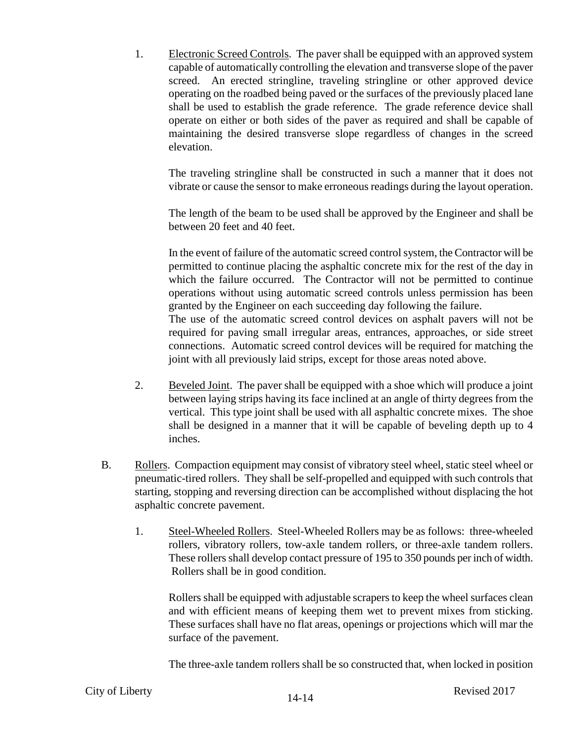1. Electronic Screed Controls. The paver shall be equipped with an approved system capable of automatically controlling the elevation and transverse slope of the paver screed. An erected stringline, traveling stringline or other approved device operating on the roadbed being paved or the surfaces of the previously placed lane shall be used to establish the grade reference. The grade reference device shall operate on either or both sides of the paver as required and shall be capable of maintaining the desired transverse slope regardless of changes in the screed elevation.

   The traveling stringline shall be constructed in such a manner that it does not vibrate or cause the sensor to make erroneous readings during the layout operation.

   The length of the beam to be used shall be approved by the Engineer and shall be between 20 feet and 40 feet.

   In the event of failure of the automatic screed control system, the Contractor will be permitted to continue placing the asphaltic concrete mix for the rest of the day in which the failure occurred. The Contractor will not be permitted to continue operations without using automatic screed controls unless permission has been granted by the Engineer on each succeeding day following the failure.
   The use of the automatic screed control devices on asphalt pavers will not be required for paving small irregular areas, entrances, approaches, or side street connections. Automatic screed control devices will be required for matching the joint with all previously laid strips, except for those areas noted above.

2. Beveled Joint. The paver shall be equipped with a shoe which will produce a joint between laying strips having its face inclined at an angle of thirty degrees from the vertical. This type joint shall be used with all asphaltic concrete mixes. The shoe shall be designed in a manner that it will be capable of beveling depth up to 4 inches.

B. Rollers. Compaction equipment may consist of vibratory steel wheel, static steel wheel or pneumatic-tired rollers. They shall be self-propelled and equipped with such controls that starting, stopping and reversing direction can be accomplished without displacing the hot asphaltic concrete pavement.

1. Steel-Wheeled Rollers. Steel-Wheeled Rollers may be as follows: three-wheeled rollers, vibratory rollers, tow-axle tandem rollers, or three-axle tandem rollers. These rollers shall develop contact pressure of 195 to 350 pounds per inch of width. Rollers shall be in good condition.

   Rollers shall be equipped with adjustable scrapers to keep the wheel surfaces clean and with efficient means of keeping them wet to prevent mixes from sticking. These surfaces shall have no flat areas, openings or projections which will mar the surface of the pavement.

   The three-axle tandem rollers shall be so constructed that, when locked in position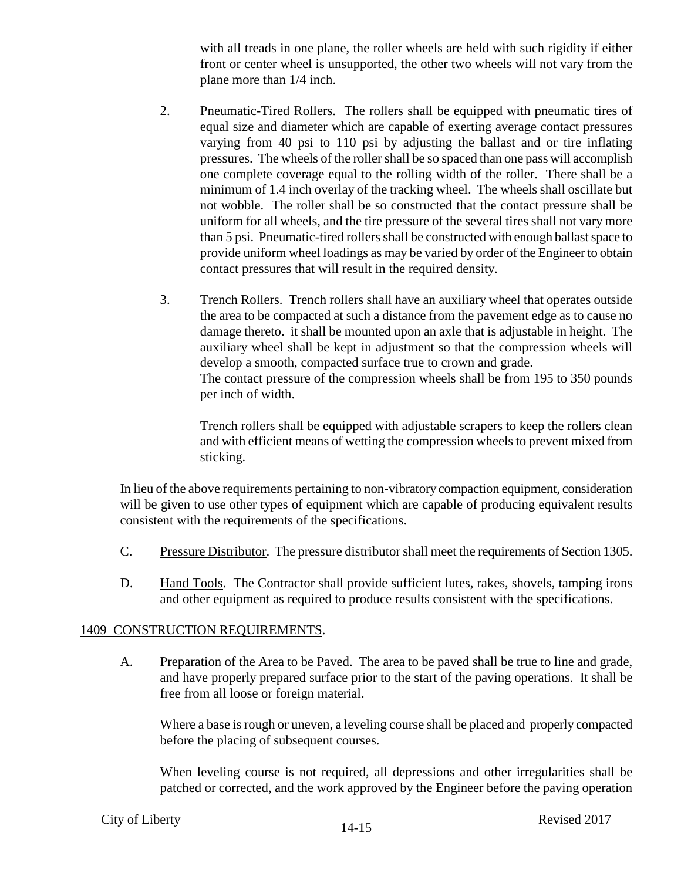with all treads in one plane, the roller wheels are held with such rigidity if either front or center wheel is unsupported, the other two wheels will not vary from the plane more than 1/4 inch.

2. Pneumatic-Tired Rollers. The rollers shall be equipped with pneumatic tires of equal size and diameter which are capable of exerting average contact pressures varying from 40 psi to 110 psi by adjusting the ballast and or tire inflating pressures. The wheels of the roller shall be so spaced than one pass will accomplish one complete coverage equal to the rolling width of the roller. There shall be a minimum of 1.4 inch overlay of the tracking wheel. The wheels shall oscillate but not wobble. The roller shall be so constructed that the contact pressure shall be uniform for all wheels, and the tire pressure of the several tires shall not vary more than 5 psi. Pneumatic-tired rollers shall be constructed with enough ballast space to provide uniform wheel loadings as may be varied by order of the Engineer to obtain contact pressures that will result in the required density.

3. Trench Rollers. Trench rollers shall have an auxiliary wheel that operates outside the area to be compacted at such a distance from the pavement edge as to cause no damage thereto. it shall be mounted upon an axle that is adjustable in height. The auxiliary wheel shall be kept in adjustment so that the compression wheels will develop a smooth, compacted surface true to crown and grade.
The contact pressure of the compression wheels shall be from 195 to 350 pounds per inch of width.

   Trench rollers shall be equipped with adjustable scrapers to keep the rollers clean and with efficient means of wetting the compression wheels to prevent mixed from sticking.

In lieu of the above requirements pertaining to non-vibratory compaction equipment, consideration will be given to use other types of equipment which are capable of producing equivalent results consistent with the requirements of the specifications.

C. Pressure Distributor. The pressure distributor shall meet the requirements of Section 1305.

D. Hand Tools. The Contractor shall provide sufficient lutes, rakes, shovels, tamping irons and other equipment as required to produce results consistent with the specifications.

## 1409 CONSTRUCTION REQUIREMENTS.

A. Preparation of the Area to be Paved. The area to be paved shall be true to line and grade, and have properly prepared surface prior to the start of the paving operations. It shall be free from all loose or foreign material.

   Where a base is rough or uneven, a leveling course shall be placed and properly compacted before the placing of subsequent courses.

   When leveling course is not required, all depressions and other irregularities shall be patched or corrected, and the work approved by the Engineer before the paving operation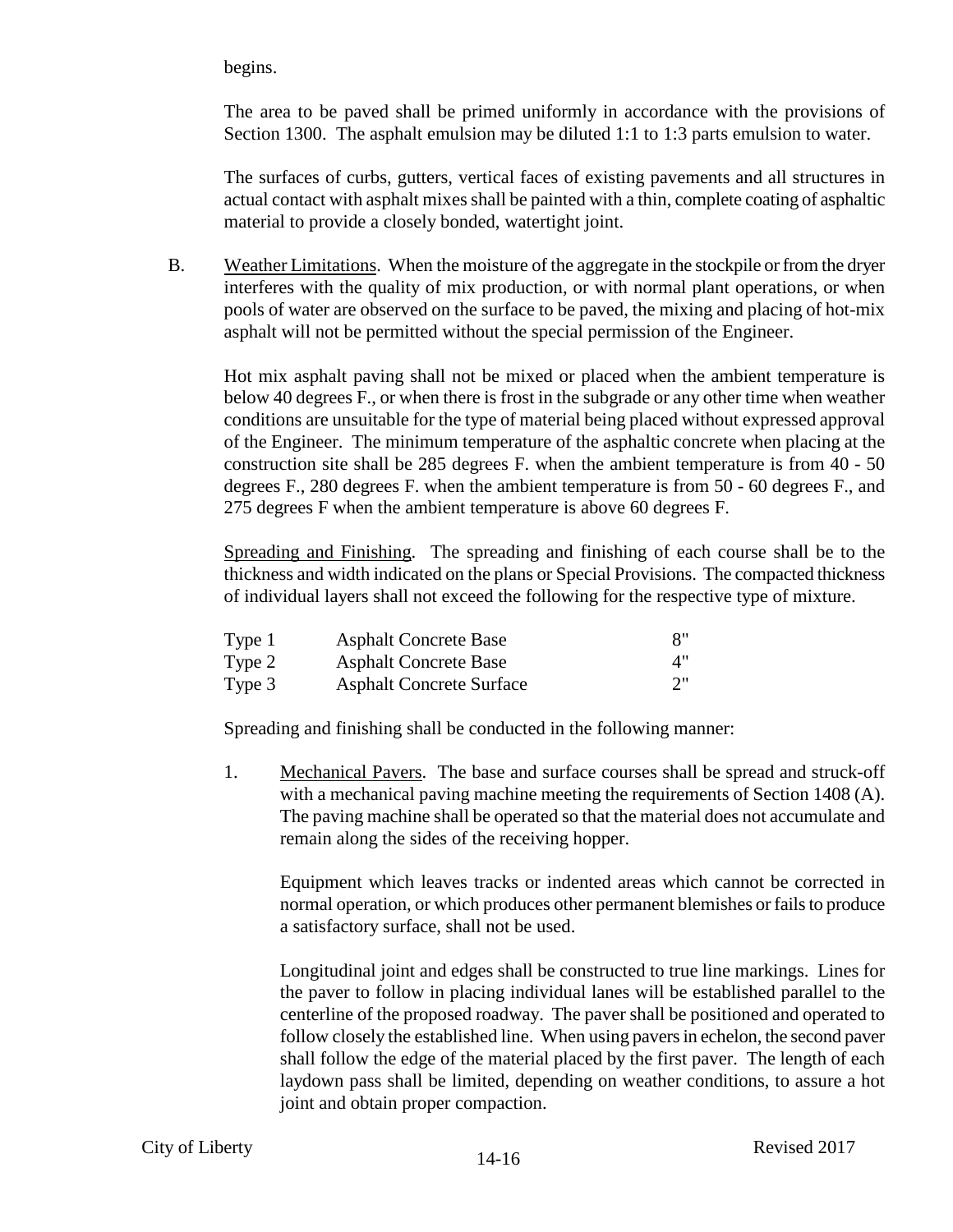begins.

The area to be paved shall be primed uniformly in accordance with the provisions of Section 1300. The asphalt emulsion may be diluted 1:1 to 1:3 parts emulsion to water.

The surfaces of curbs, gutters, vertical faces of existing pavements and all structures in actual contact with asphalt mixes shall be painted with a thin, complete coating of asphaltic material to provide a closely bonded, watertight joint.

B. Weather Limitations. When the moisture of the aggregate in the stockpile or from the dryer interferes with the quality of mix production, or with normal plant operations, or when pools of water are observed on the surface to be paved, the mixing and placing of hot-mix asphalt will not be permitted without the special permission of the Engineer.

Hot mix asphalt paving shall not be mixed or placed when the ambient temperature is below 40 degrees F., or when there is frost in the subgrade or any other time when weather conditions are unsuitable for the type of material being placed without expressed approval of the Engineer. The minimum temperature of the asphaltic concrete when placing at the construction site shall be 285 degrees F. when the ambient temperature is from 40 - 50 degrees F., 280 degrees F. when the ambient temperature is from 50 - 60 degrees F., and 275 degrees F when the ambient temperature is above 60 degrees F.

Spreading and Finishing. The spreading and finishing of each course shall be to the thickness and width indicated on the plans or Special Provisions. The compacted thickness of individual layers shall not exceed the following for the respective type of mixture.

| | | |
|---|---|---|
| Type 1 | Asphalt Concrete Base | 8" |
| Type 2 | Asphalt Concrete Base | 4" |
| Type 3 | Asphalt Concrete Surface | 2" |

Spreading and finishing shall be conducted in the following manner:

1. Mechanical Pavers. The base and surface courses shall be spread and struck-off with a mechanical paving machine meeting the requirements of Section 1408 (A). The paving machine shall be operated so that the material does not accumulate and remain along the sides of the receiving hopper.

   Equipment which leaves tracks or indented areas which cannot be corrected in normal operation, or which produces other permanent blemishes or fails to produce a satisfactory surface, shall not be used.

   Longitudinal joint and edges shall be constructed to true line markings. Lines for the paver to follow in placing individual lanes will be established parallel to the centerline of the proposed roadway. The paver shall be positioned and operated to follow closely the established line. When using pavers in echelon, the second paver shall follow the edge of the material placed by the first paver. The length of each laydown pass shall be limited, depending on weather conditions, to assure a hot joint and obtain proper compaction.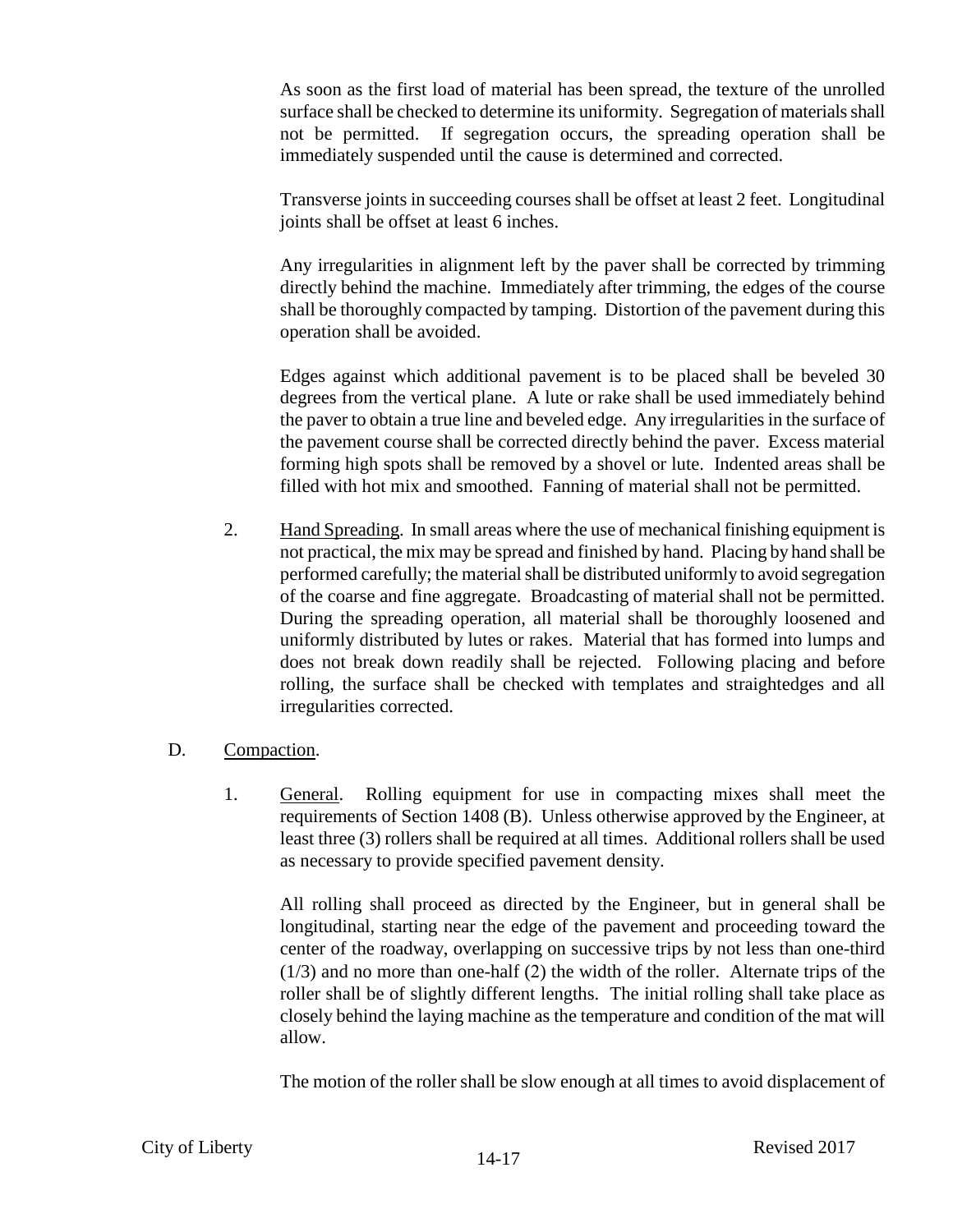As soon as the first load of material has been spread, the texture of the unrolled surface shall be checked to determine its uniformity. Segregation of materials shall not be permitted. If segregation occurs, the spreading operation shall be immediately suspended until the cause is determined and corrected.

Transverse joints in succeeding courses shall be offset at least 2 feet. Longitudinal joints shall be offset at least 6 inches.

Any irregularities in alignment left by the paver shall be corrected by trimming directly behind the machine. Immediately after trimming, the edges of the course shall be thoroughly compacted by tamping. Distortion of the pavement during this operation shall be avoided.

Edges against which additional pavement is to be placed shall be beveled 30 degrees from the vertical plane. A lute or rake shall be used immediately behind the paver to obtain a true line and beveled edge. Any irregularities in the surface of the pavement course shall be corrected directly behind the paver. Excess material forming high spots shall be removed by a shovel or lute. Indented areas shall be filled with hot mix and smoothed. Fanning of material shall not be permitted.

2. <u>Hand Spreading</u>. In small areas where the use of mechanical finishing equipment is not practical, the mix may be spread and finished by hand. Placing by hand shall be performed carefully; the material shall be distributed uniformly to avoid segregation of the coarse and fine aggregate. Broadcasting of material shall not be permitted. During the spreading operation, all material shall be thoroughly loosened and uniformly distributed by lutes or rakes. Material that has formed into lumps and does not break down readily shall be rejected. Following placing and before rolling, the surface shall be checked with templates and straightedges and all irregularities corrected.

D. <u>Compaction</u>.

1. <u>General</u>. Rolling equipment for use in compacting mixes shall meet the requirements of Section 1408 (B). Unless otherwise approved by the Engineer, at least three (3) rollers shall be required at all times. Additional rollers shall be used as necessary to provide specified pavement density.

All rolling shall proceed as directed by the Engineer, but in general shall be longitudinal, starting near the edge of the pavement and proceeding toward the center of the roadway, overlapping on successive trips by not less than one-third (1/3) and no more than one-half (2) the width of the roller. Alternate trips of the roller shall be of slightly different lengths. The initial rolling shall take place as closely behind the laying machine as the temperature and condition of the mat will allow.

The motion of the roller shall be slow enough at all times to avoid displacement of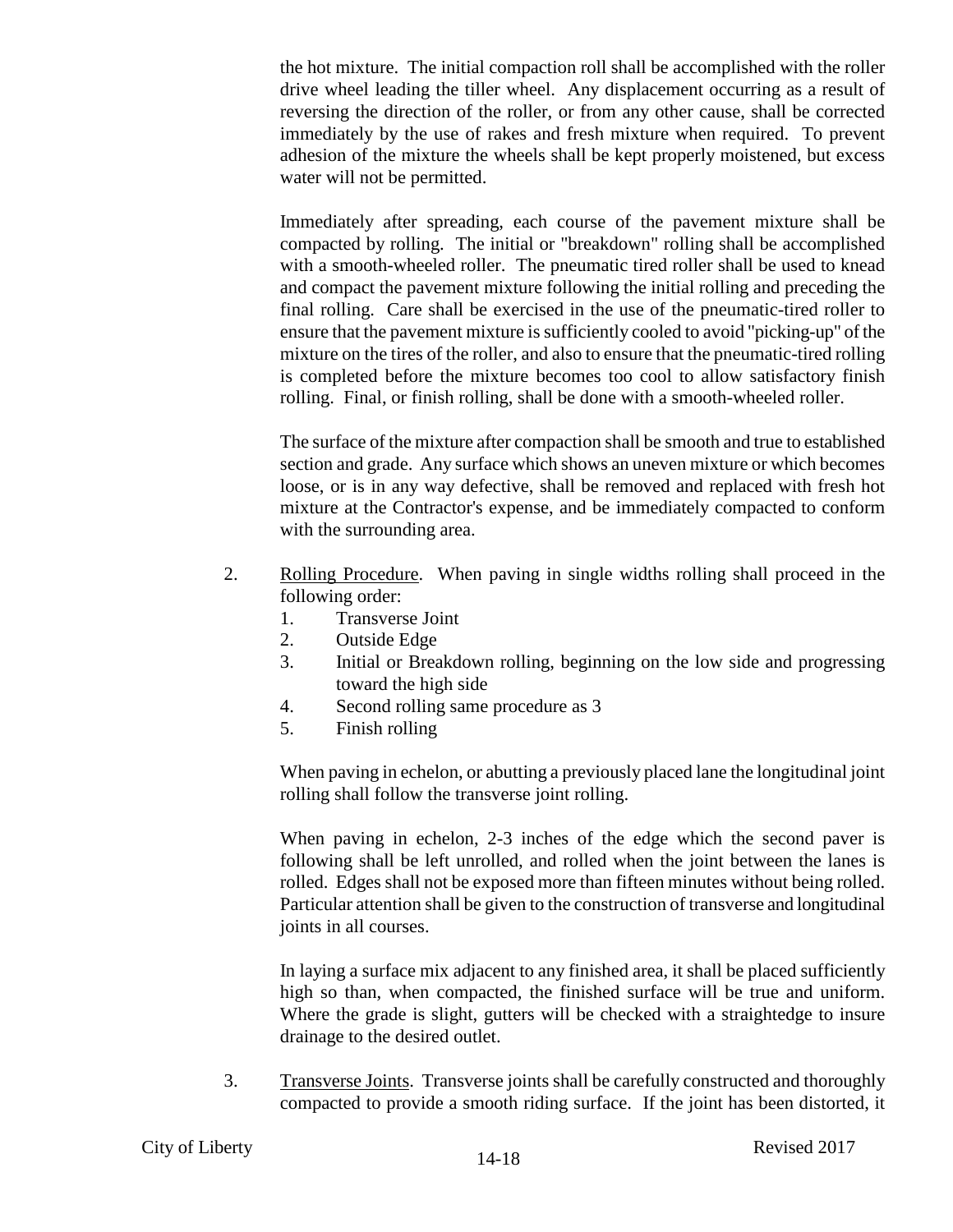the hot mixture. The initial compaction roll shall be accomplished with the roller drive wheel leading the tiller wheel. Any displacement occurring as a result of reversing the direction of the roller, or from any other cause, shall be corrected immediately by the use of rakes and fresh mixture when required. To prevent adhesion of the mixture the wheels shall be kept properly moistened, but excess water will not be permitted.

Immediately after spreading, each course of the pavement mixture shall be compacted by rolling. The initial or "breakdown" rolling shall be accomplished with a smooth-wheeled roller. The pneumatic tired roller shall be used to knead and compact the pavement mixture following the initial rolling and preceding the final rolling. Care shall be exercised in the use of the pneumatic-tired roller to ensure that the pavement mixture is sufficiently cooled to avoid "picking-up" of the mixture on the tires of the roller, and also to ensure that the pneumatic-tired rolling is completed before the mixture becomes too cool to allow satisfactory finish rolling. Final, or finish rolling, shall be done with a smooth-wheeled roller.

The surface of the mixture after compaction shall be smooth and true to established section and grade. Any surface which shows an uneven mixture or which becomes loose, or is in any way defective, shall be removed and replaced with fresh hot mixture at the Contractor's expense, and be immediately compacted to conform with the surrounding area.

2. Rolling Procedure. When paving in single widths rolling shall proceed in the following order:
   1. Transverse Joint
   2. Outside Edge
   3. Initial or Breakdown rolling, beginning on the low side and progressing toward the high side
   4. Second rolling same procedure as 3
   5. Finish rolling

   When paving in echelon, or abutting a previously placed lane the longitudinal joint rolling shall follow the transverse joint rolling.

   When paving in echelon, 2-3 inches of the edge which the second paver is following shall be left unrolled, and rolled when the joint between the lanes is rolled. Edges shall not be exposed more than fifteen minutes without being rolled. Particular attention shall be given to the construction of transverse and longitudinal joints in all courses.

   In laying a surface mix adjacent to any finished area, it shall be placed sufficiently high so than, when compacted, the finished surface will be true and uniform. Where the grade is slight, gutters will be checked with a straightedge to insure drainage to the desired outlet.

3. Transverse Joints. Transverse joints shall be carefully constructed and thoroughly compacted to provide a smooth riding surface. If the joint has been distorted, it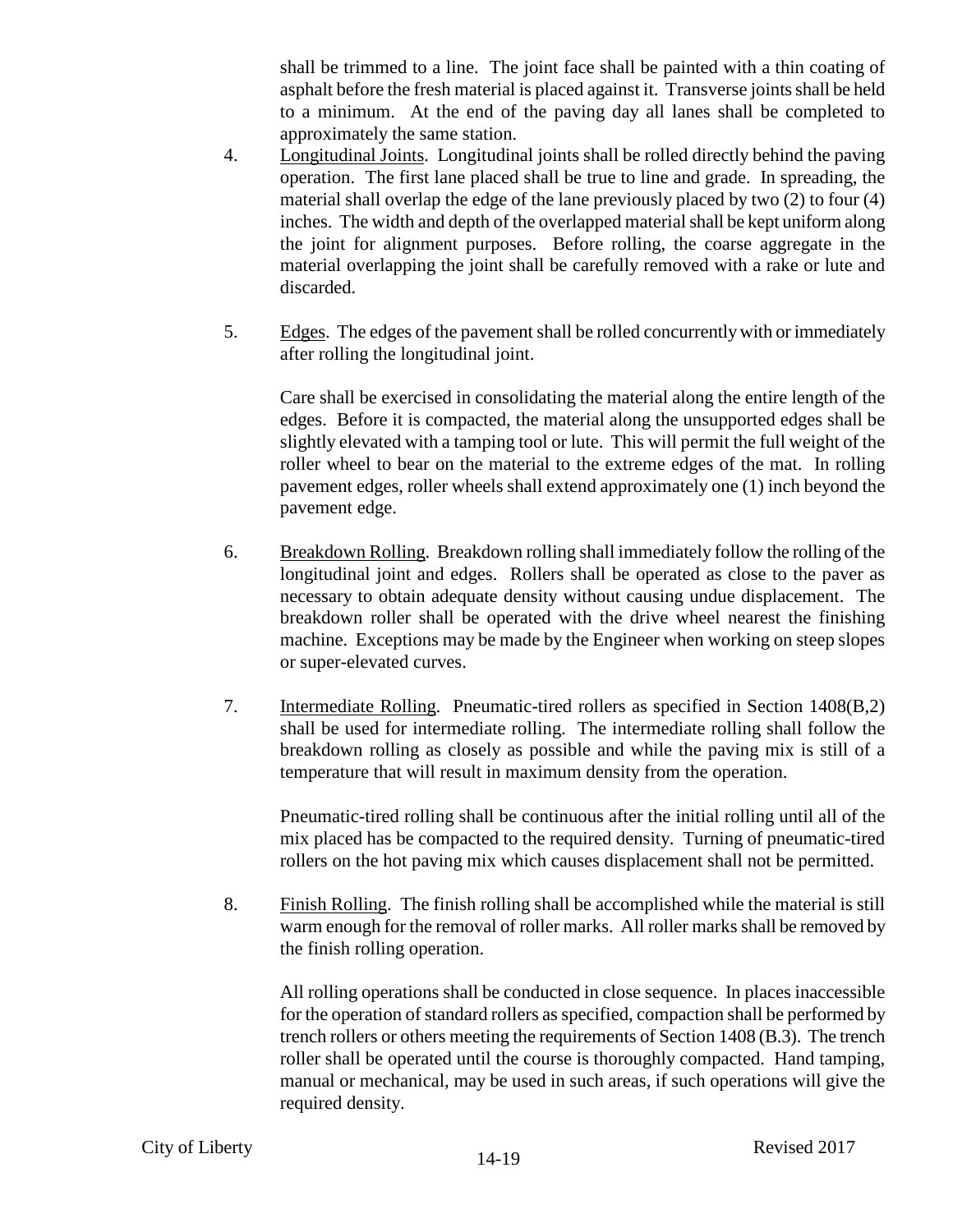shall be trimmed to a line. The joint face shall be painted with a thin coating of asphalt before the fresh material is placed against it. Transverse joints shall be held to a minimum. At the end of the paving day all lanes shall be completed to approximately the same station.

4. Longitudinal Joints. Longitudinal joints shall be rolled directly behind the paving operation. The first lane placed shall be true to line and grade. In spreading, the material shall overlap the edge of the lane previously placed by two (2) to four (4) inches. The width and depth of the overlapped material shall be kept uniform along the joint for alignment purposes. Before rolling, the coarse aggregate in the material overlapping the joint shall be carefully removed with a rake or lute and discarded.

5. Edges. The edges of the pavement shall be rolled concurrently with or immediately after rolling the longitudinal joint.

   Care shall be exercised in consolidating the material along the entire length of the edges. Before it is compacted, the material along the unsupported edges shall be slightly elevated with a tamping tool or lute. This will permit the full weight of the roller wheel to bear on the material to the extreme edges of the mat. In rolling pavement edges, roller wheels shall extend approximately one (1) inch beyond the pavement edge.

6. Breakdown Rolling. Breakdown rolling shall immediately follow the rolling of the longitudinal joint and edges. Rollers shall be operated as close to the paver as necessary to obtain adequate density without causing undue displacement. The breakdown roller shall be operated with the drive wheel nearest the finishing machine. Exceptions may be made by the Engineer when working on steep slopes or super-elevated curves.

7. Intermediate Rolling. Pneumatic-tired rollers as specified in Section 1408(B,2) shall be used for intermediate rolling. The intermediate rolling shall follow the breakdown rolling as closely as possible and while the paving mix is still of a temperature that will result in maximum density from the operation.

   Pneumatic-tired rolling shall be continuous after the initial rolling until all of the mix placed has be compacted to the required density. Turning of pneumatic-tired rollers on the hot paving mix which causes displacement shall not be permitted.

8. Finish Rolling. The finish rolling shall be accomplished while the material is still warm enough for the removal of roller marks. All roller marks shall be removed by the finish rolling operation.

   All rolling operations shall be conducted in close sequence. In places inaccessible for the operation of standard rollers as specified, compaction shall be performed by trench rollers or others meeting the requirements of Section 1408 (B.3). The trench roller shall be operated until the course is thoroughly compacted. Hand tamping, manual or mechanical, may be used in such areas, if such operations will give the required density.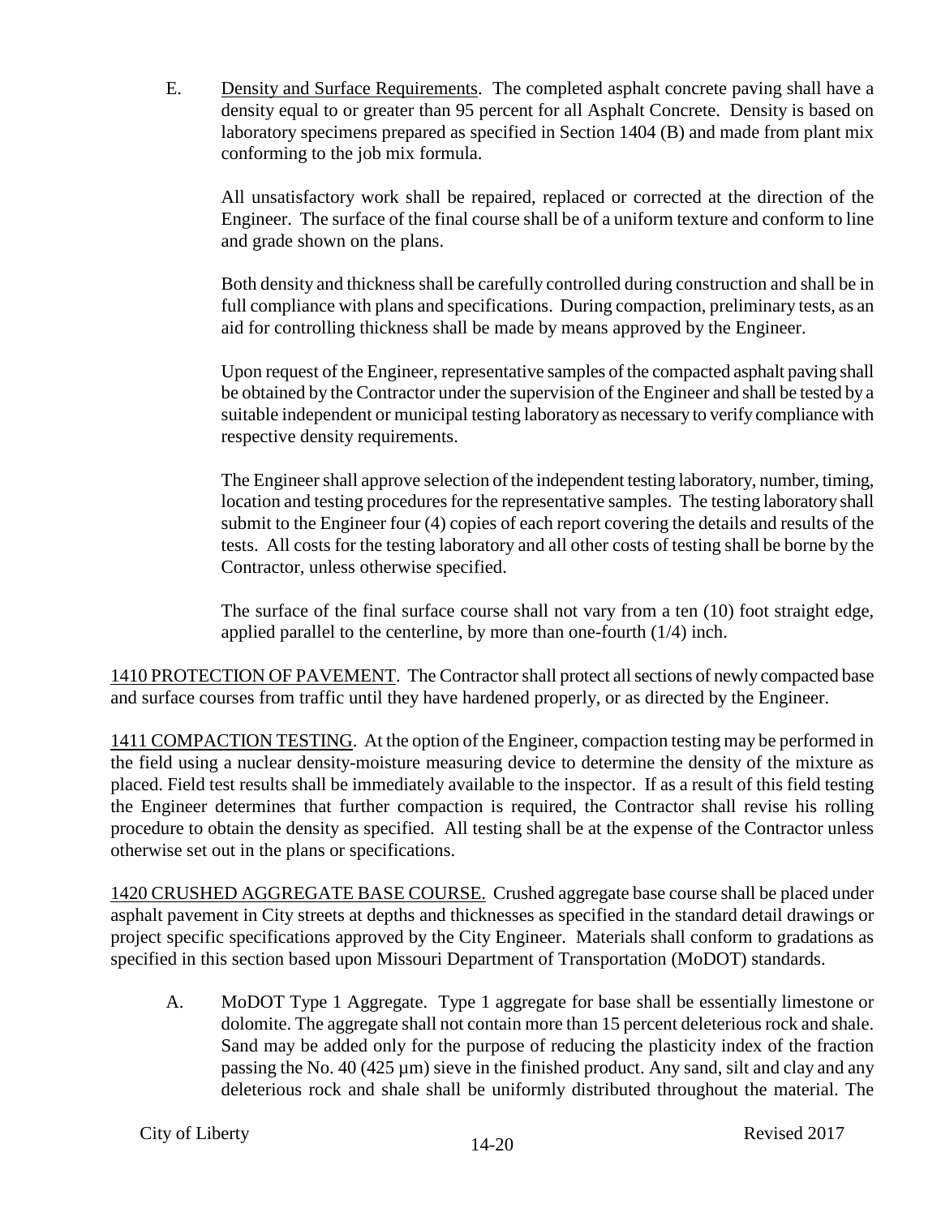E. Density and Surface Requirements. The completed asphalt concrete paving shall have a density equal to or greater than 95 percent for all Asphalt Concrete. Density is based on laboratory specimens prepared as specified in Section 1404 (B) and made from plant mix conforming to the job mix formula.

All unsatisfactory work shall be repaired, replaced or corrected at the direction of the Engineer. The surface of the final course shall be of a uniform texture and conform to line and grade shown on the plans.

Both density and thickness shall be carefully controlled during construction and shall be in full compliance with plans and specifications. During compaction, preliminary tests, as an aid for controlling thickness shall be made by means approved by the Engineer.

Upon request of the Engineer, representative samples of the compacted asphalt paving shall be obtained by the Contractor under the supervision of the Engineer and shall be tested by a suitable independent or municipal testing laboratory as necessary to verify compliance with respective density requirements.

The Engineer shall approve selection of the independent testing laboratory, number, timing, location and testing procedures for the representative samples. The testing laboratory shall submit to the Engineer four (4) copies of each report covering the details and results of the tests. All costs for the testing laboratory and all other costs of testing shall be borne by the Contractor, unless otherwise specified.

The surface of the final surface course shall not vary from a ten (10) foot straight edge, applied parallel to the centerline, by more than one-fourth (1/4) inch.

1410 PROTECTION OF PAVEMENT. The Contractor shall protect all sections of newly compacted base and surface courses from traffic until they have hardened properly, or as directed by the Engineer.

1411 COMPACTION TESTING. At the option of the Engineer, compaction testing may be performed in the field using a nuclear density-moisture measuring device to determine the density of the mixture as placed. Field test results shall be immediately available to the inspector. If as a result of this field testing the Engineer determines that further compaction is required, the Contractor shall revise his rolling procedure to obtain the density as specified. All testing shall be at the expense of the Contractor unless otherwise set out in the plans or specifications.

1420 CRUSHED AGGREGATE BASE COURSE. Crushed aggregate base course shall be placed under asphalt pavement in City streets at depths and thicknesses as specified in the standard detail drawings or project specific specifications approved by the City Engineer. Materials shall conform to gradations as specified in this section based upon Missouri Department of Transportation (MoDOT) standards.

A. MoDOT Type 1 Aggregate. Type 1 aggregate for base shall be essentially limestone or dolomite. The aggregate shall not contain more than 15 percent deleterious rock and shale. Sand may be added only for the purpose of reducing the plasticity index of the fraction passing the No. 40 (425 µm) sieve in the finished product. Any sand, silt and clay and any deleterious rock and shale shall be uniformly distributed throughout the material. The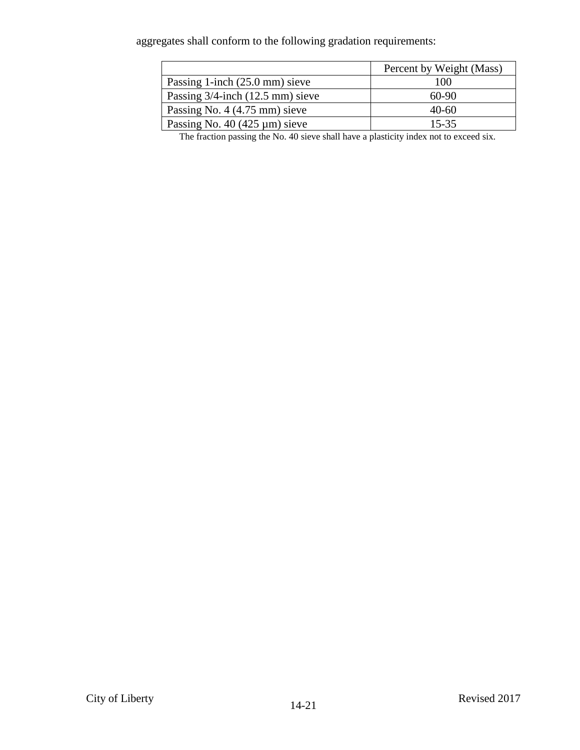aggregates shall conform to the following gradation requirements:

| | Percent by Weight (Mass) |
|---|---|
| Passing 1-inch (25.0 mm) sieve | 100 |
| Passing 3/4-inch (12.5 mm) sieve | 60-90 |
| Passing No. 4 (4.75 mm) sieve | 40-60 |
| Passing No. 40 (425 µm) sieve | 15-35 |

The fraction passing the No. 40 sieve shall have a plasticity index not to exceed six.